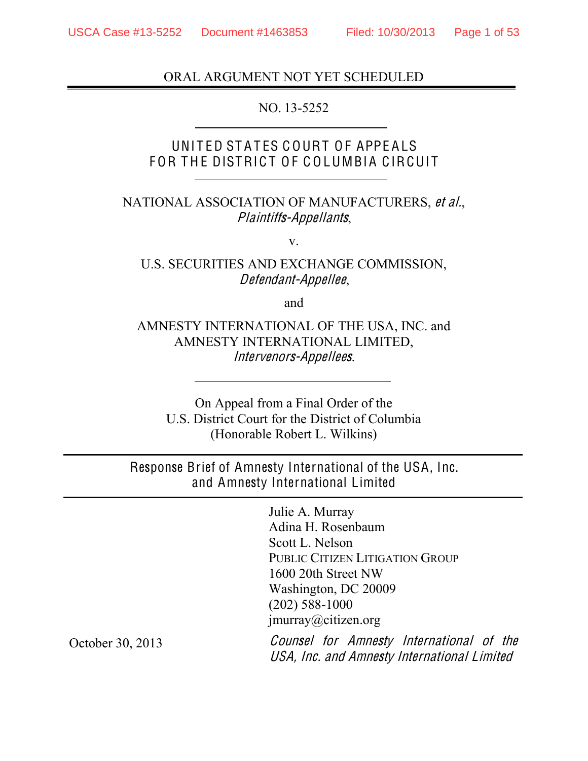ORAL ARGUMENT NOT YET SCHEDULED

NO. 13-5252

# UNITED STATES COURT OF APPEALS FOR THE DISTRICT OF COLUMBIA CIRCUIT

NATIONAL ASSOCIATION OF MANUFACTURERS, *et al.*,
*Plaintiffs-Appellants*,

v.

U.S. SECURITIES AND EXCHANGE COMMISSION,
*Defendant-Appellee*,

and

AMNESTY INTERNATIONAL OF THE USA, INC. and AMNESTY INTERNATIONAL LIMITED,
*Intervenors-Appellees*.

On Appeal from a Final Order of the U.S. District Court for the District of Columbia (Honorable Robert L. Wilkins)

## Response Brief of Amnesty International of the USA, Inc. and Amnesty International Limited

Julie A. Murray
Adina H. Rosenbaum
Scott L. Nelson
PUBLIC CITIZEN LITIGATION GROUP
1600 20th Street NW
Washington, DC 20009
(202) 588-1000
jmurray@citizen.org

October 30, 2013

*Counsel for Amnesty International of the USA, Inc. and Amnesty International Limited*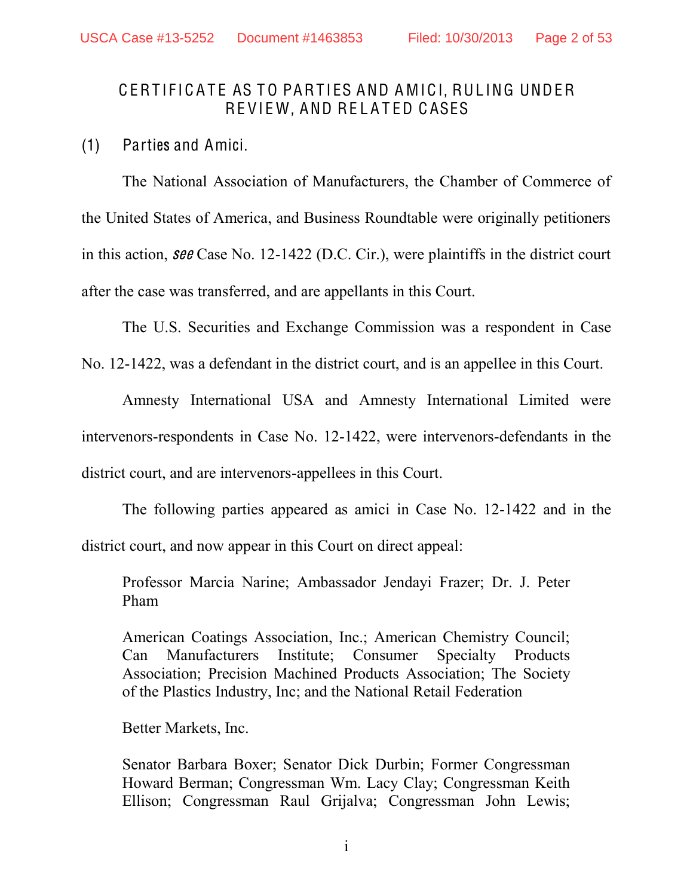## CERTIFICATE AS TO PARTIES AND AMICI, RULING UNDER REVIEW, AND RELATED CASES

(1) Parties and Amici.

The National Association of Manufacturers, the Chamber of Commerce of the United States of America, and Business Roundtable were originally petitioners in this action, *see* Case No. 12-1422 (D.C. Cir.), were plaintiffs in the district court after the case was transferred, and are appellants in this Court.

The U.S. Securities and Exchange Commission was a respondent in Case No. 12-1422, was a defendant in the district court, and is an appellee in this Court.

Amnesty International USA and Amnesty International Limited were intervenors-respondents in Case No. 12-1422, were intervenors-defendants in the district court, and are intervenors-appellees in this Court.

The following parties appeared as amici in Case No. 12-1422 and in the district court, and now appear in this Court on direct appeal:

> Professor Marcia Narine; Ambassador Jendayi Frazer; Dr. J. Peter Pham
>
> American Coatings Association, Inc.; American Chemistry Council; Can Manufacturers Institute; Consumer Specialty Products Association; Precision Machined Products Association; The Society of the Plastics Industry, Inc; and the National Retail Federation
>
> Better Markets, Inc.
>
> Senator Barbara Boxer; Senator Dick Durbin; Former Congressman Howard Berman; Congressman Wm. Lacy Clay; Congressman Keith Ellison; Congressman Raul Grijalva; Congressman John Lewis;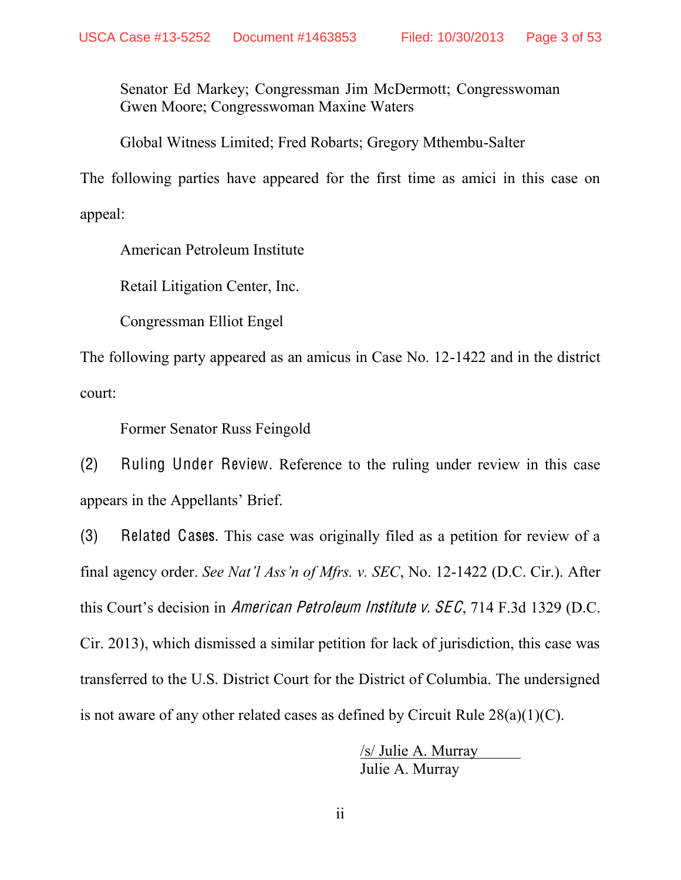Senator Ed Markey; Congressman Jim McDermott; Congresswoman Gwen Moore; Congresswoman Maxine Waters

Global Witness Limited; Fred Robarts; Gregory Mthembu-Salter

The following parties have appeared for the first time as amici in this case on appeal:

American Petroleum Institute

Retail Litigation Center, Inc.

Congressman Elliot Engel

The following party appeared as an amicus in Case No. 12-1422 and in the district court:

Former Senator Russ Feingold

(2) Ruling Under Review. Reference to the ruling under review in this case appears in the Appellants' Brief.

(3) Related Cases. This case was originally filed as a petition for review of a final agency order. *See Nat'l Ass'n of Mfrs. v. SEC*, No. 12-1422 (D.C. Cir.). After this Court's decision in *American Petroleum Institute v. SEC*, 714 F.3d 1329 (D.C. Cir. 2013), which dismissed a similar petition for lack of jurisdiction, this case was transferred to the U.S. District Court for the District of Columbia. The undersigned is not aware of any other related cases as defined by Circuit Rule 28(a)(1)(C).

/s/ Julie A. Murray
Julie A. Murray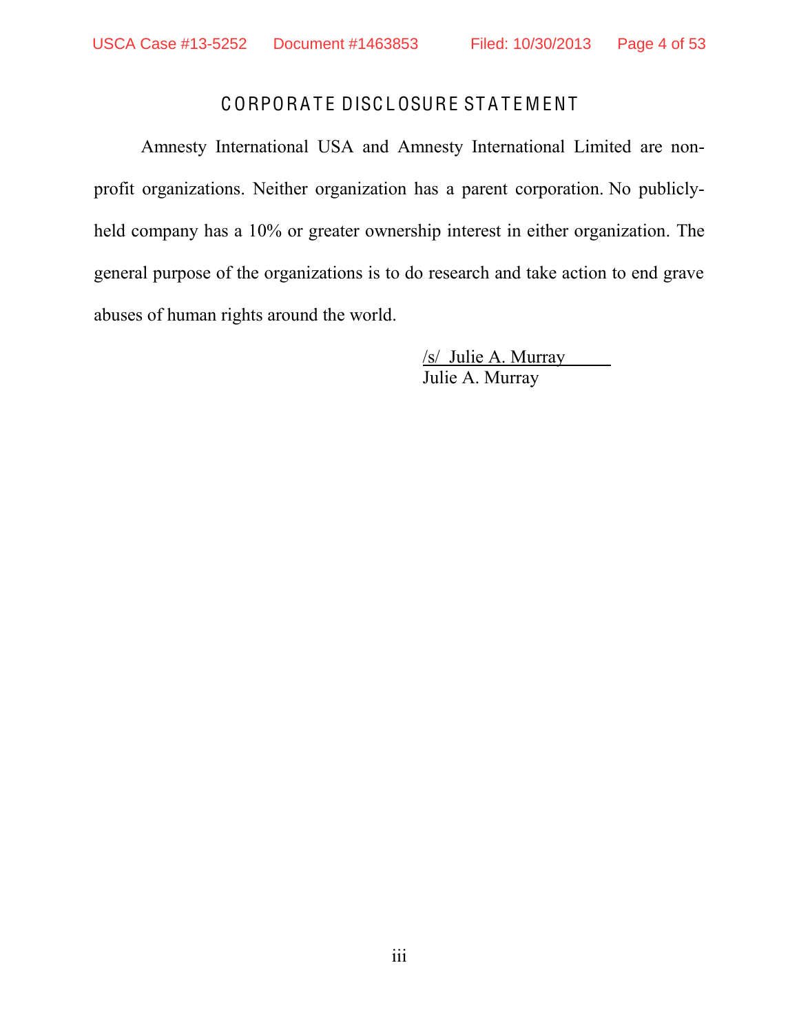# CORPORATE DISCLOSURE STATEMENT

Amnesty International USA and Amnesty International Limited are non-profit organizations. Neither organization has a parent corporation. No publicly-held company has a 10% or greater ownership interest in either organization. The general purpose of the organizations is to do research and take action to end grave abuses of human rights around the world.

/s/ Julie A. Murray
Julie A. Murray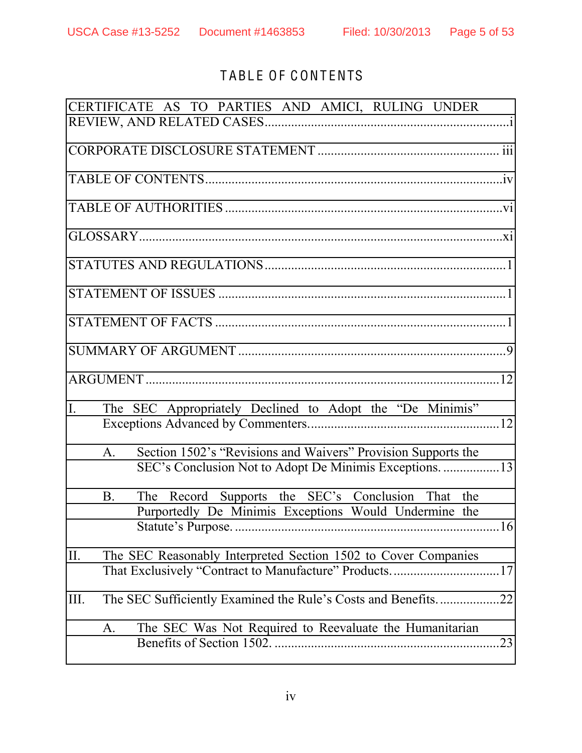# TABLE OF CONTENTS

| | |
|---|---|
| CERTIFICATE AS TO PARTIES AND AMICI, RULING UNDER REVIEW, AND RELATED CASES | i |
| CORPORATE DISCLOSURE STATEMENT | iii |
| TABLE OF CONTENTS | iv |
| TABLE OF AUTHORITIES | vi |
| GLOSSARY | xi |
| STATUTES AND REGULATIONS | 1 |
| STATEMENT OF ISSUES | 1 |
| STATEMENT OF FACTS | 1 |
| SUMMARY OF ARGUMENT | 9 |
| ARGUMENT | 12 |
| I. The SEC Appropriately Declined to Adopt the "De Minimis" Exceptions Advanced by Commenters. | 12 |
| A. Section 1502's "Revisions and Waivers" Provision Supports the SEC's Conclusion Not to Adopt De Minimis Exceptions. | 13 |
| B. The Record Supports the SEC's Conclusion That the Purportedly De Minimis Exceptions Would Undermine the Statute's Purpose. | 16 |
| II. The SEC Reasonably Interpreted Section 1502 to Cover Companies That Exclusively "Contract to Manufacture" Products. | 17 |
| III. The SEC Sufficiently Examined the Rule's Costs and Benefits. | 22 |
| A. The SEC Was Not Required to Reevaluate the Humanitarian Benefits of Section 1502. | 23 |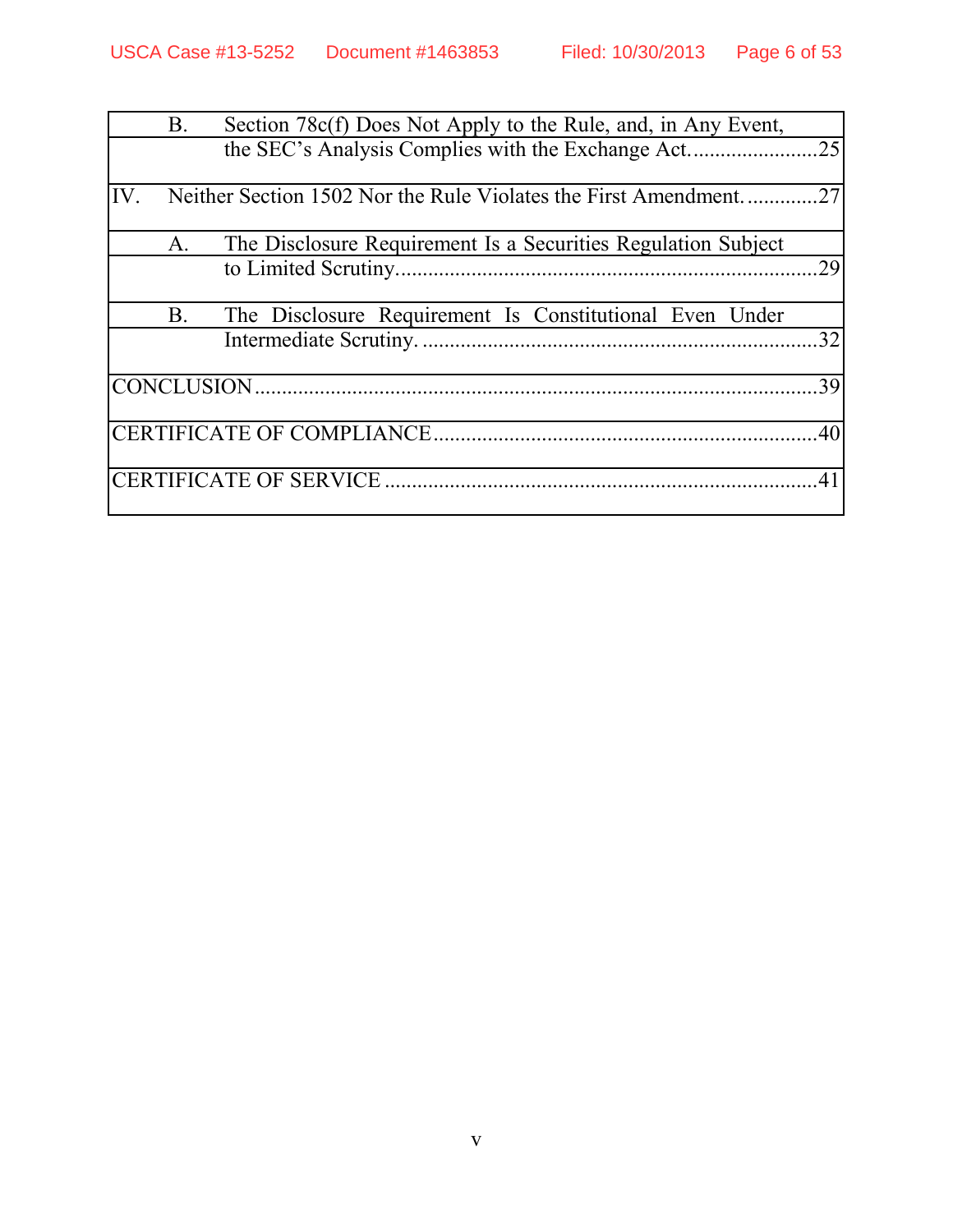| | |
|---|---|
| B. Section 78c(f) Does Not Apply to the Rule, and, in Any Event, the SEC's Analysis Complies with the Exchange Act. | 25 |
| IV. Neither Section 1502 Nor the Rule Violates the First Amendment. | 27 |
| A. The Disclosure Requirement Is a Securities Regulation Subject to Limited Scrutiny. | 29 |
| B. The Disclosure Requirement Is Constitutional Even Under Intermediate Scrutiny. | 32 |
| CONCLUSION | 39 |
| CERTIFICATE OF COMPLIANCE | 40 |
| CERTIFICATE OF SERVICE | 41 |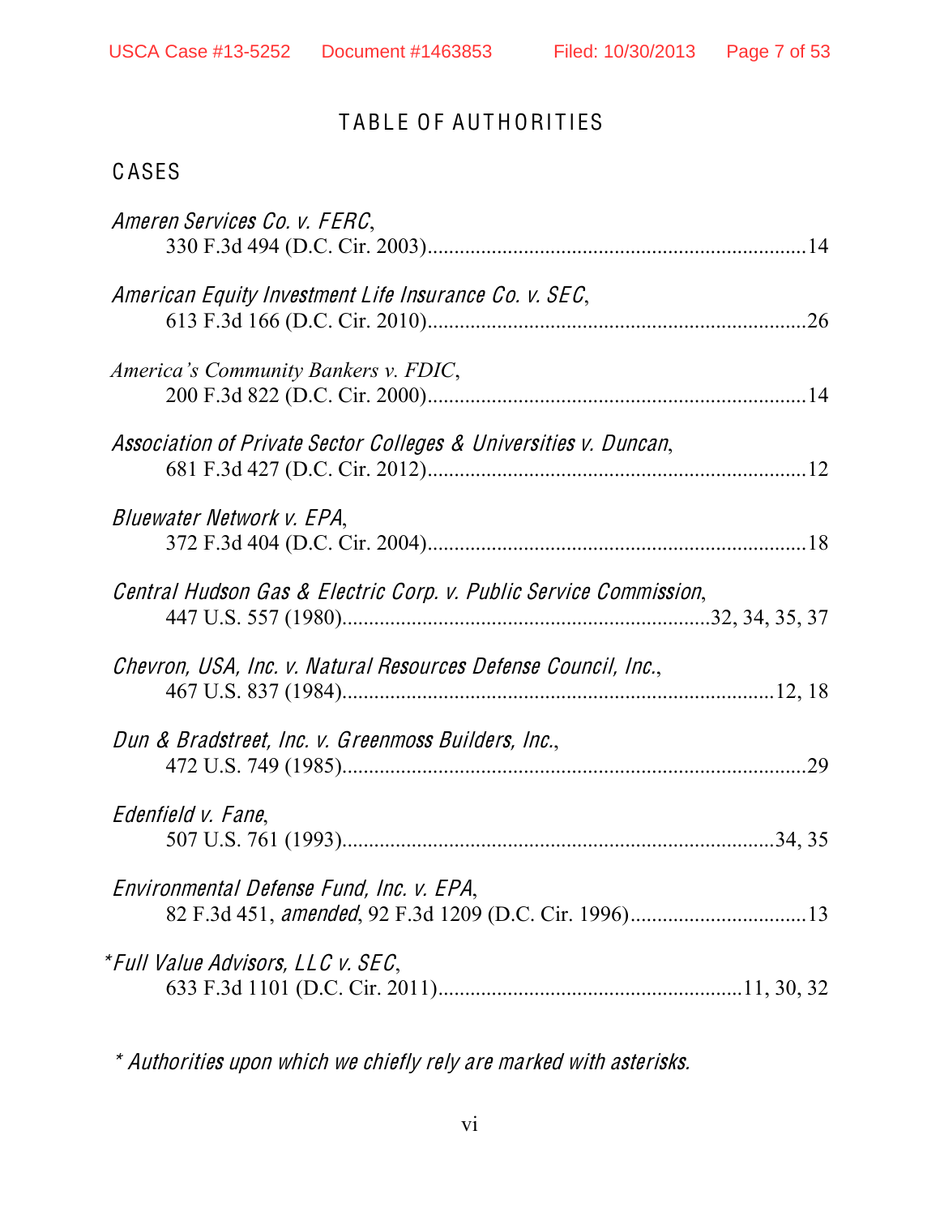# TABLE OF AUTHORITIES

## CASES

*Ameren Services Co. v. FERC*,
330 F.3d 494 (D.C. Cir. 2003)........................................................................14

*American Equity Investment Life Insurance Co. v. SEC*,
613 F.3d 166 (D.C. Cir. 2010)........................................................................26

*America's Community Bankers v. FDIC*,
200 F.3d 822 (D.C. Cir. 2000)........................................................................14

*Association of Private Sector Colleges & Universities v. Duncan*,
681 F.3d 427 (D.C. Cir. 2012)........................................................................12

*Bluewater Network v. EPA*,
372 F.3d 404 (D.C. Cir. 2004)........................................................................18

*Central Hudson Gas & Electric Corp. v. Public Service Commission*,
447 U.S. 557 (1980)......................................................................32, 34, 35, 37

*Chevron, USA, Inc. v. Natural Resources Defense Council, Inc.*,
467 U.S. 837 (1984)................................................................................12, 18

*Dun & Bradstreet, Inc. v. Greenmoss Builders, Inc.*,
472 U.S. 749 (1985)........................................................................................29

*Edenfield v. Fane*,
507 U.S. 761 (1993)..................................................................................34, 35

*Environmental Defense Fund, Inc. v. EPA*,
82 F.3d 451, *amended*, 92 F.3d 1209 (D.C. Cir. 1996)..................................13

\**Full Value Advisors, LLC v. SEC*,
633 F.3d 1101 (D.C. Cir. 2011)........................................................11, 30, 32

*\* Authorities upon which we chiefly rely are marked with asterisks.*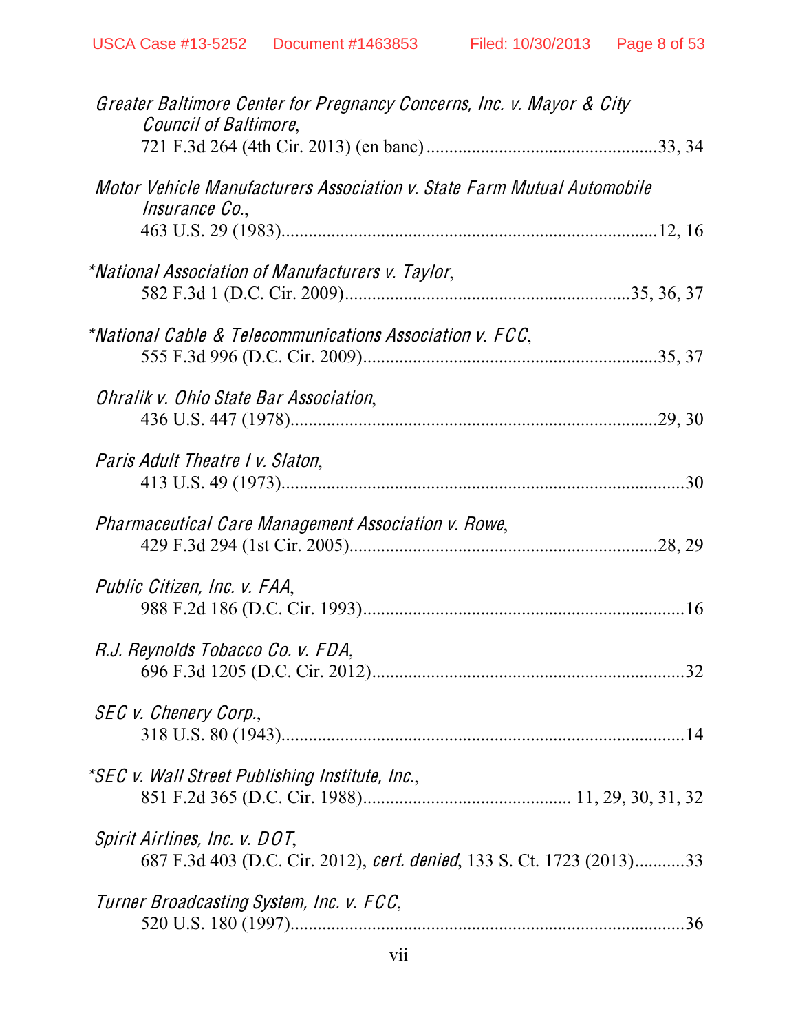*Greater Baltimore Center for Pregnancy Concerns, Inc. v. Mayor & City Council of Baltimore*,
721 F.3d 264 (4th Cir. 2013) (en banc)....................................................33, 34

*Motor Vehicle Manufacturers Association v. State Farm Mutual Automobile Insurance Co.*,
463 U.S. 29 (1983)..................................................................................12, 16

\**National Association of Manufacturers v. Taylor*,
582 F.3d 1 (D.C. Cir. 2009)...............................................................35, 36, 37

\**National Cable & Telecommunications Association v. FCC*,
555 F.3d 996 (D.C. Cir. 2009)................................................................35, 37

*Ohralik v. Ohio State Bar Association*,
436 U.S. 447 (1978)................................................................................29, 30

*Paris Adult Theatre I v. Slaton*,
413 U.S. 49 (1973)........................................................................................30

*Pharmaceutical Care Management Association v. Rowe*,
429 F.3d 294 (1st Cir. 2005)....................................................................28, 29

*Public Citizen, Inc. v. FAA*,
988 F.2d 186 (D.C. Cir. 1993).......................................................................16

*R.J. Reynolds Tobacco Co. v. FDA*,
696 F.3d 1205 (D.C. Cir. 2012).....................................................................32

*SEC v. Chenery Corp.*,
318 U.S. 80 (1943)........................................................................................14

\**SEC v. Wall Street Publishing Institute, Inc.*,
851 F.2d 365 (D.C. Cir. 1988)............................................. 11, 29, 30, 31, 32

*Spirit Airlines, Inc. v. DOT*,
687 F.3d 403 (D.C. Cir. 2012), *cert. denied*, 133 S. Ct. 1723 (2013)...........33

*Turner Broadcasting System, Inc. v. FCC*,
520 U.S. 180 (1997)......................................................................................36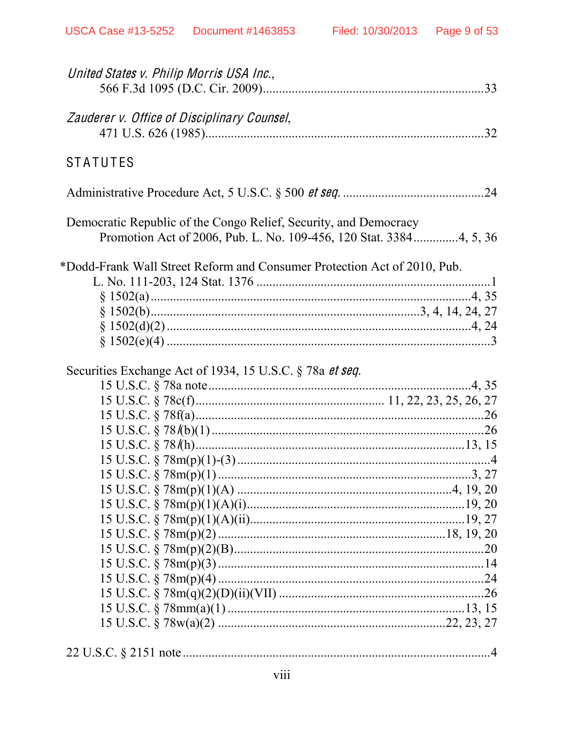*United States v. Philip Morris USA Inc.*,
566 F.3d 1095 (D.C. Cir. 2009)....................................................................33

*Zauderer v. Office of Disciplinary Counsel*,
471 U.S. 626 (1985).......................................................................................32

## STATUTES

Administrative Procedure Act, 5 U.S.C. § 500 *et seq.* ............................................24

Democratic Republic of the Congo Relief, Security, and Democracy
Promotion Act of 2006, Pub. L. No. 109-456, 120 Stat. 3384.............4, 5, 36

*Dodd-Frank Wall Street Reform and Consumer Protection Act of 2010, Pub.
L. No. 111-203, 124 Stat. 1376 ........................................................................1
§ 1502(a)......................................................................................................4, 35
§ 1502(b)...................................................................................3, 4, 14, 24, 27
§ 1502(d)(2) ...............................................................................................4, 24
§ 1502(e)(4) .....................................................................................................3

Securities Exchange Act of 1934, 15 U.S.C. § 78a *et seq.*
15 U.S.C. § 78a note ....................................................................................4, 35
15 U.S.C. § 78c(f)........................................................ 11, 22, 23, 25, 26, 27
15 U.S.C. § 78f(a).............................................................................................26
15 U.S.C. § 78*l*(b)(1) ......................................................................................26
15 U.S.C. § 78*l*(h)......................................................................................13, 15
15 U.S.C. § 78m(p)(1)-(3) ..................................................................................4
15 U.S.C. § 78m(p)(1) ....................................................................................3, 27
15 U.S.C. § 78m(p)(1)(A) .........................................................................4, 19, 20
15 U.S.C. § 78m(p)(1)(A)(i)..........................................................................19, 20
15 U.S.C. § 78m(p)(1)(A)(ii)..........................................................................19, 27
15 U.S.C. § 78m(p)(2) .......................................................................18, 19, 20
15 U.S.C. § 78m(p)(2)(B).................................................................................20
15 U.S.C. § 78m(p)(3) ......................................................................................14
15 U.S.C. § 78m(p)(4) ......................................................................................24
15 U.S.C. § 78m(q)(2)(D)(ii)(VII) ...................................................................26
15 U.S.C. § 78mm(a)(1) .............................................................................13, 15
15 U.S.C. § 78w(a)(2) .......................................................................22, 23, 27

22 U.S.C. § 2151 note ..........................................................................................4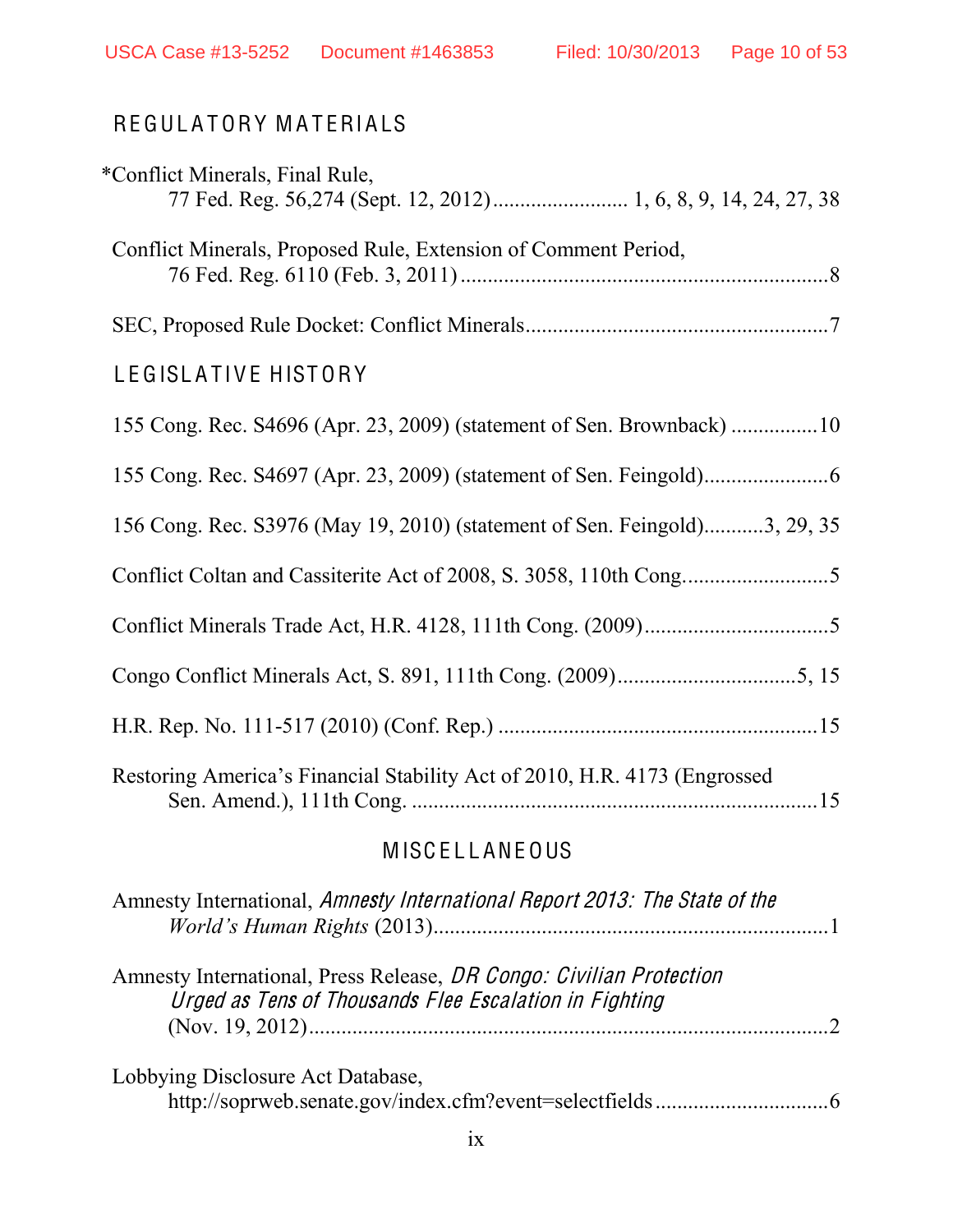## REGULATORY MATERIALS

*Conflict Minerals, Final Rule,
77 Fed. Reg. 56,274 (Sept. 12, 2012) ........................ 1, 6, 8, 9, 14, 24, 27, 38

Conflict Minerals, Proposed Rule, Extension of Comment Period,
76 Fed. Reg. 6110 (Feb. 3, 2011) ...................................................................8

SEC, Proposed Rule Docket: Conflict Minerals.......................................................7

## LEGISLATIVE HISTORY

155 Cong. Rec. S4696 (Apr. 23, 2009) (statement of Sen. Brownback) ................10

155 Cong. Rec. S4697 (Apr. 23, 2009) (statement of Sen. Feingold).......................6

156 Cong. Rec. S3976 (May 19, 2010) (statement of Sen. Feingold)...........3, 29, 35

Conflict Coltan and Cassiterite Act of 2008, S. 3058, 110th Cong...........................5

Conflict Minerals Trade Act, H.R. 4128, 111th Cong. (2009)..................................5

Congo Conflict Minerals Act, S. 891, 111th Cong. (2009).................................5, 15

H.R. Rep. No. 111-517 (2010) (Conf. Rep.) ..........................................................15

Restoring America's Financial Stability Act of 2010, H.R. 4173 (Engrossed
Sen. Amend.), 111th Cong. ..........................................................................15

## MISCELLANEOUS

Amnesty International, *Amnesty International Report 2013: The State of the
World's Human Rights* (2013).........................................................................1

Amnesty International, Press Release, *DR Congo: Civilian Protection
Urged as Tens of Thousands Flee Escalation in Fighting*
(Nov. 19, 2012)................................................................................................2

Lobbying Disclosure Act Database,
http://soprweb.senate.gov/index.cfm?event=selectfields ................................6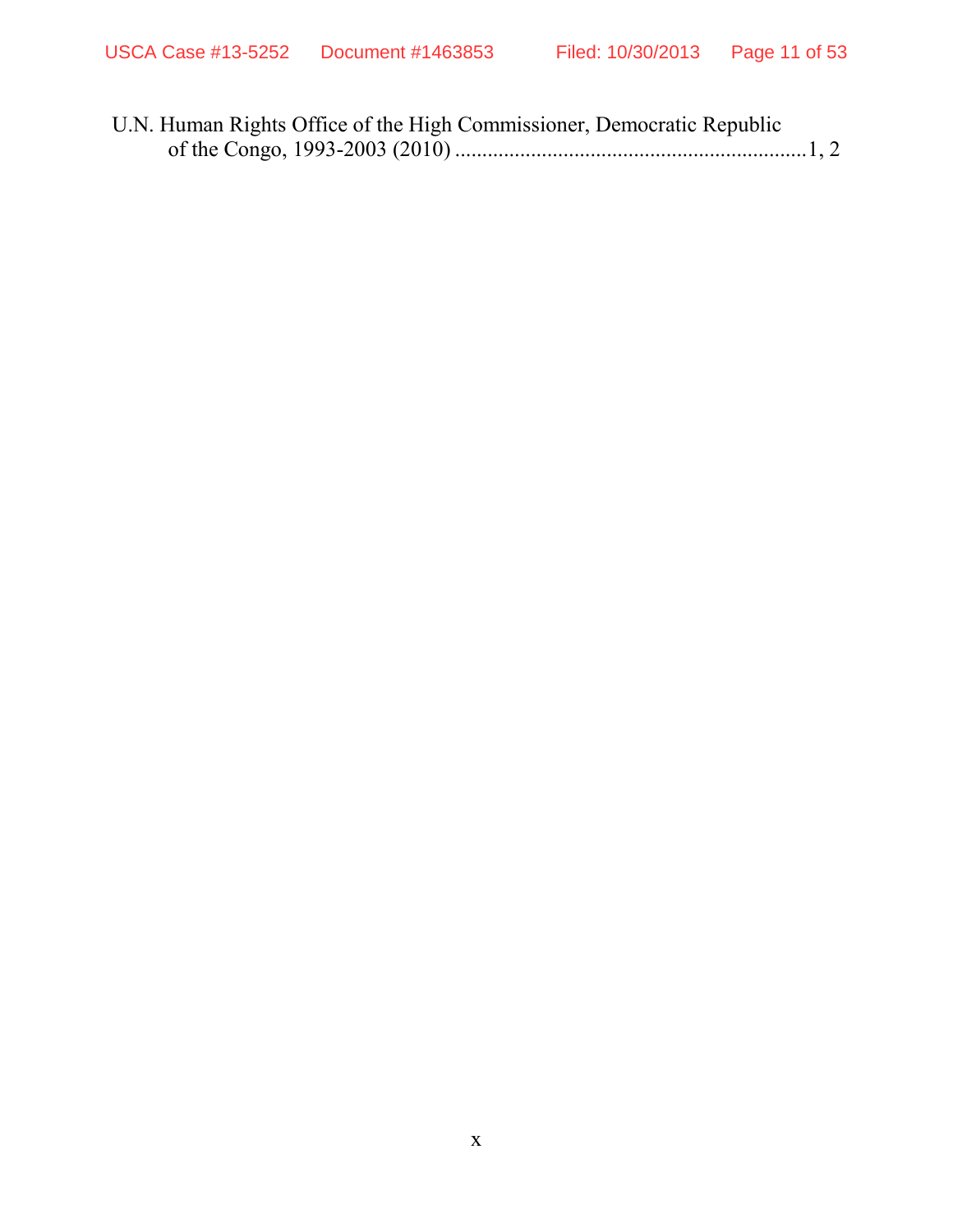U.N. Human Rights Office of the High Commissioner, Democratic Republic of the Congo, 1993-2003 (2010) ..................................................................1, 2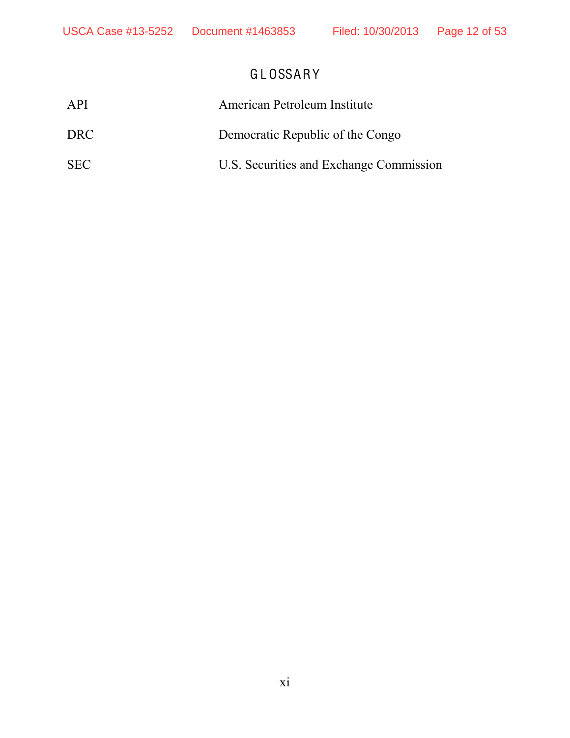# GLOSSARY

| | |
|---|---|
| API | American Petroleum Institute |
| DRC | Democratic Republic of the Congo |
| SEC | U.S. Securities and Exchange Commission |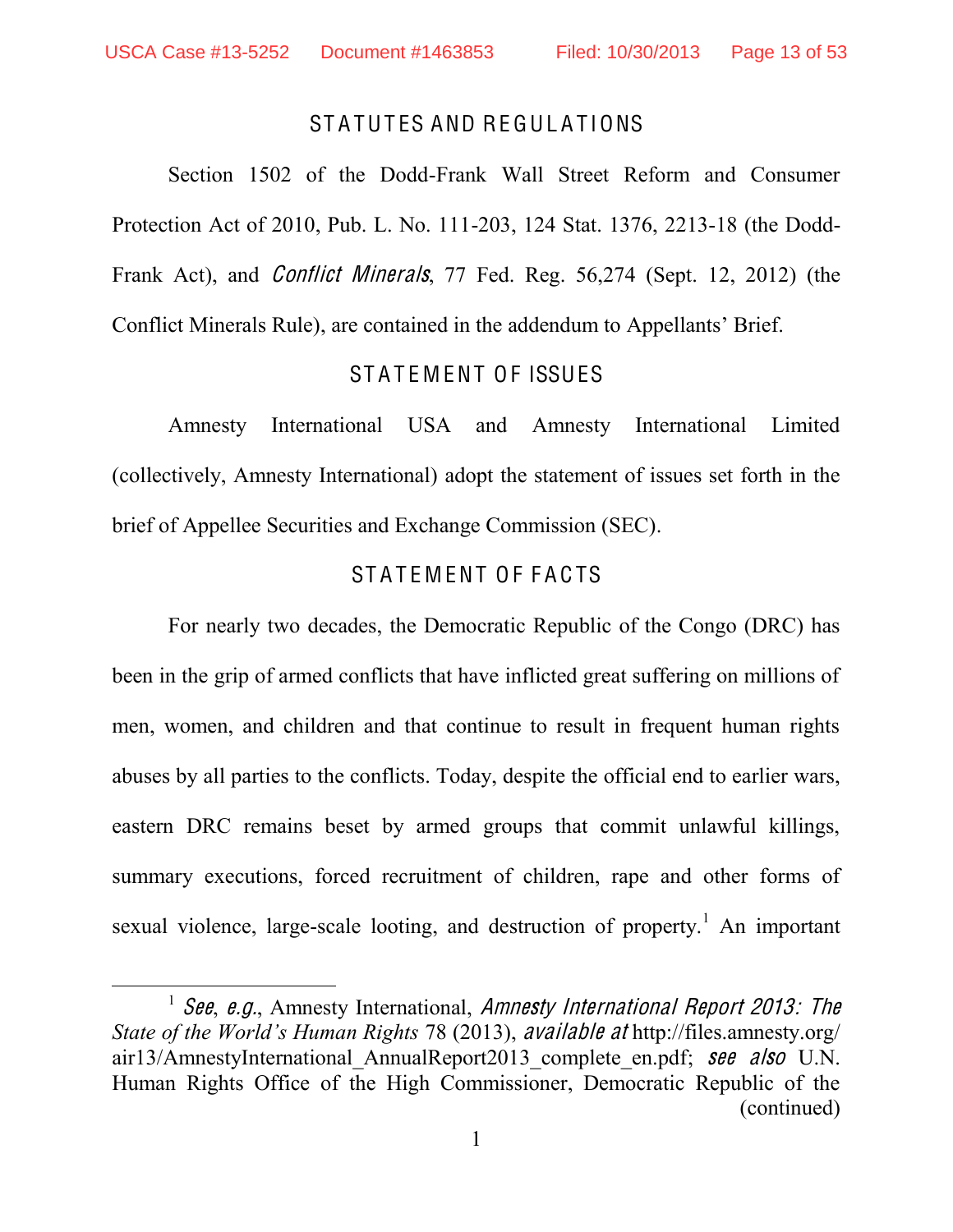## STATUTES AND REGULATIONS

Section 1502 of the Dodd-Frank Wall Street Reform and Consumer Protection Act of 2010, Pub. L. No. 111-203, 124 Stat. 1376, 2213-18 (the Dodd-Frank Act), and *Conflict Minerals*, 77 Fed. Reg. 56,274 (Sept. 12, 2012) (the Conflict Minerals Rule), are contained in the addendum to Appellants' Brief.

## STATEMENT OF ISSUES

Amnesty International USA and Amnesty International Limited (collectively, Amnesty International) adopt the statement of issues set forth in the brief of Appellee Securities and Exchange Commission (SEC).

## STATEMENT OF FACTS

For nearly two decades, the Democratic Republic of the Congo (DRC) has been in the grip of armed conflicts that have inflicted great suffering on millions of men, women, and children and that continue to result in frequent human rights abuses by all parties to the conflicts. Today, despite the official end to earlier wars, eastern DRC remains beset by armed groups that commit unlawful killings, summary executions, forced recruitment of children, rape and other forms of sexual violence, large-scale looting, and destruction of property.[1] An important

---

[1] *See*, *e.g.*, Amnesty International, *Amnesty International Report 2013: The State of the World's Human Rights* 78 (2013), *available at* http://files.amnesty.org/air13/AmnestyInternational_AnnualReport2013_complete_en.pdf; *see also* U.N. Human Rights Office of the High Commissioner, Democratic Republic of the (continued)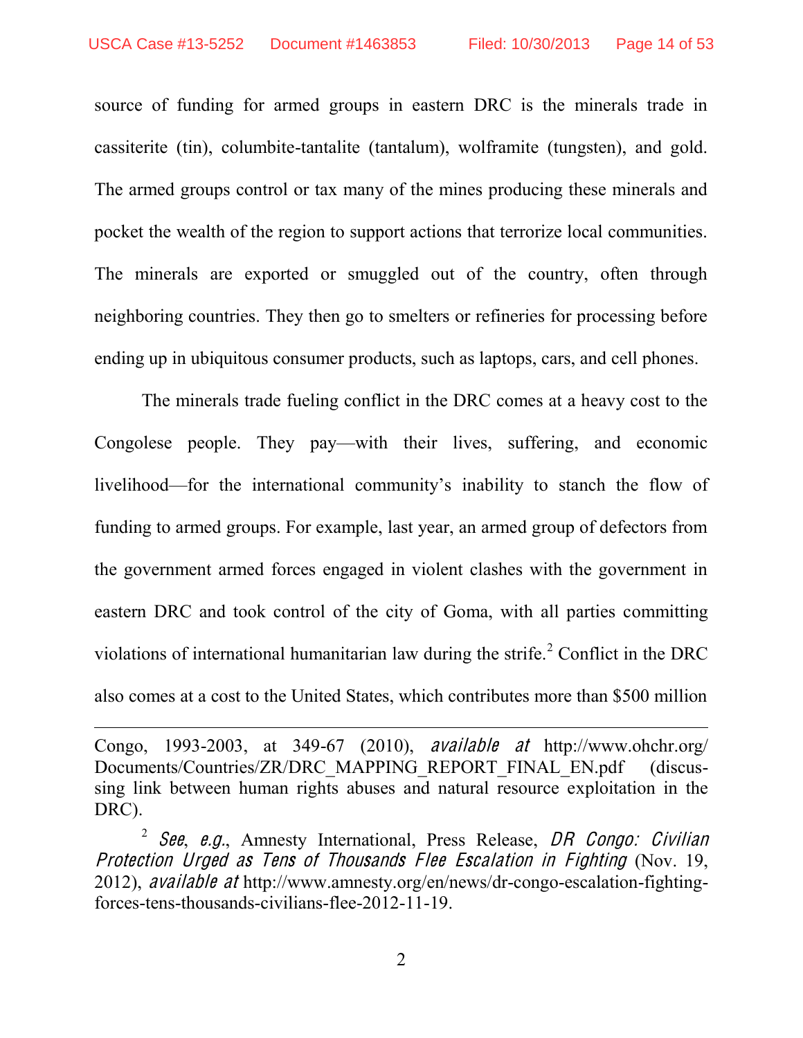source of funding for armed groups in eastern DRC is the minerals trade in cassiterite (tin), columbite-tantalite (tantalum), wolframite (tungsten), and gold. The armed groups control or tax many of the mines producing these minerals and pocket the wealth of the region to support actions that terrorize local communities. The minerals are exported or smuggled out of the country, often through neighboring countries. They then go to smelters or refineries for processing before ending up in ubiquitous consumer products, such as laptops, cars, and cell phones.

The minerals trade fueling conflict in the DRC comes at a heavy cost to the Congolese people. They pay—with their lives, suffering, and economic livelihood—for the international community's inability to stanch the flow of funding to armed groups. For example, last year, an armed group of defectors from the government armed forces engaged in violent clashes with the government in eastern DRC and took control of the city of Goma, with all parties committing violations of international humanitarian law during the strife.[2] Conflict in the DRC also comes at a cost to the United States, which contributes more than $500 million

---

Congo, 1993-2003, at 349-67 (2010), *available at* http://www.ohchr.org/Documents/Countries/ZR/DRC_MAPPING_REPORT_FINAL_EN.pdf (discussing link between human rights abuses and natural resource exploitation in the DRC).

[2] *See*, *e.g.*, Amnesty International, Press Release, *DR Congo: Civilian Protection Urged as Tens of Thousands Flee Escalation in Fighting* (Nov. 19, 2012), *available at* http://www.amnesty.org/en/news/dr-congo-escalation-fighting-forces-tens-thousands-civilians-flee-2012-11-19.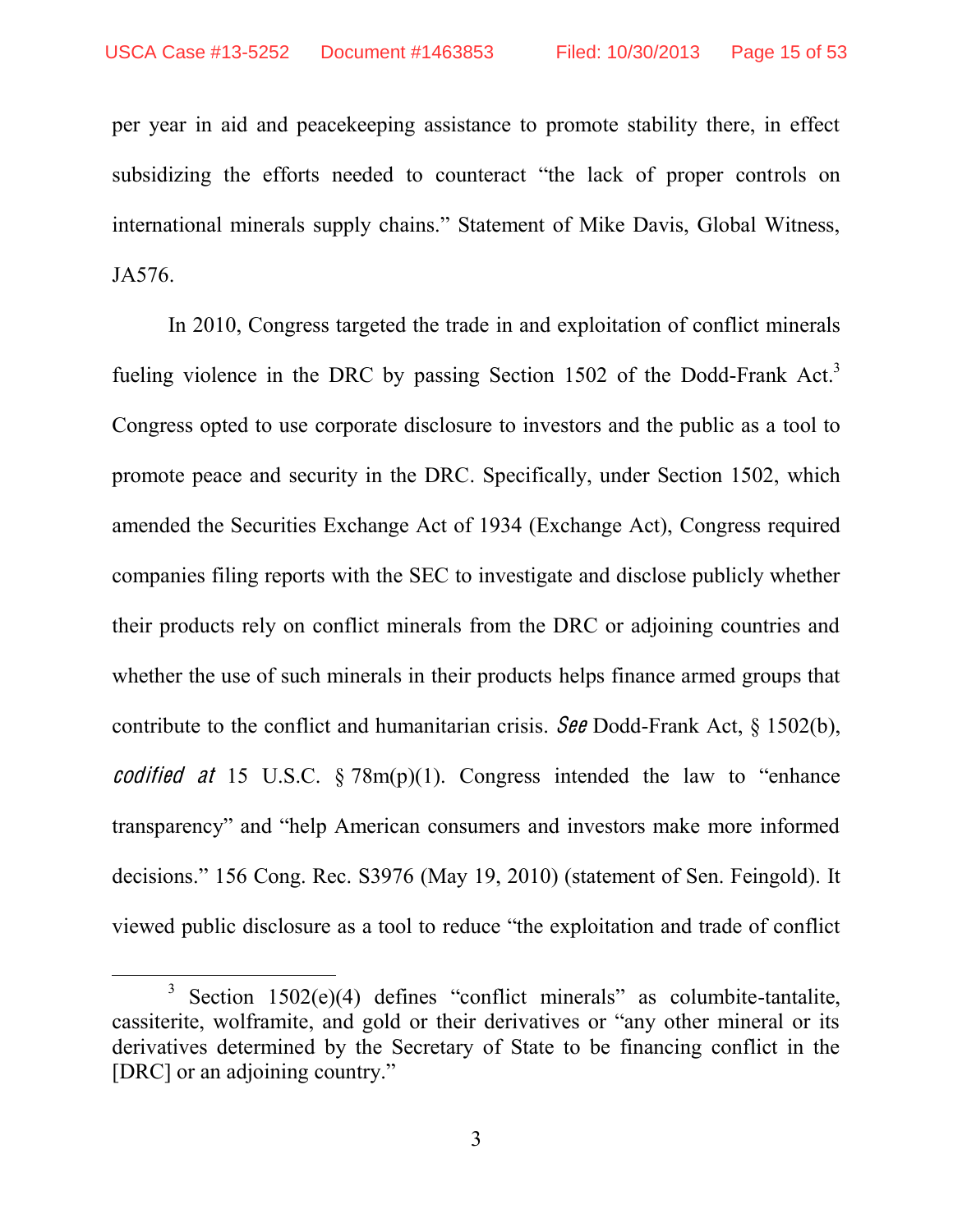per year in aid and peacekeeping assistance to promote stability there, in effect subsidizing the efforts needed to counteract "the lack of proper controls on international minerals supply chains." Statement of Mike Davis, Global Witness, JA576.

In 2010, Congress targeted the trade in and exploitation of conflict minerals fueling violence in the DRC by passing Section 1502 of the Dodd-Frank Act.[3] Congress opted to use corporate disclosure to investors and the public as a tool to promote peace and security in the DRC. Specifically, under Section 1502, which amended the Securities Exchange Act of 1934 (Exchange Act), Congress required companies filing reports with the SEC to investigate and disclose publicly whether their products rely on conflict minerals from the DRC or adjoining countries and whether the use of such minerals in their products helps finance armed groups that contribute to the conflict and humanitarian crisis. *See* Dodd-Frank Act, § 1502(b), *codified at* 15 U.S.C. § 78m(p)(1). Congress intended the law to "enhance transparency" and "help American consumers and investors make more informed decisions." 156 Cong. Rec. S3976 (May 19, 2010) (statement of Sen. Feingold). It viewed public disclosure as a tool to reduce "the exploitation and trade of conflict

---

[3] Section 1502(e)(4) defines "conflict minerals" as columbite-tantalite, cassiterite, wolframite, and gold or their derivatives or "any other mineral or its derivatives determined by the Secretary of State to be financing conflict in the [DRC] or an adjoining country."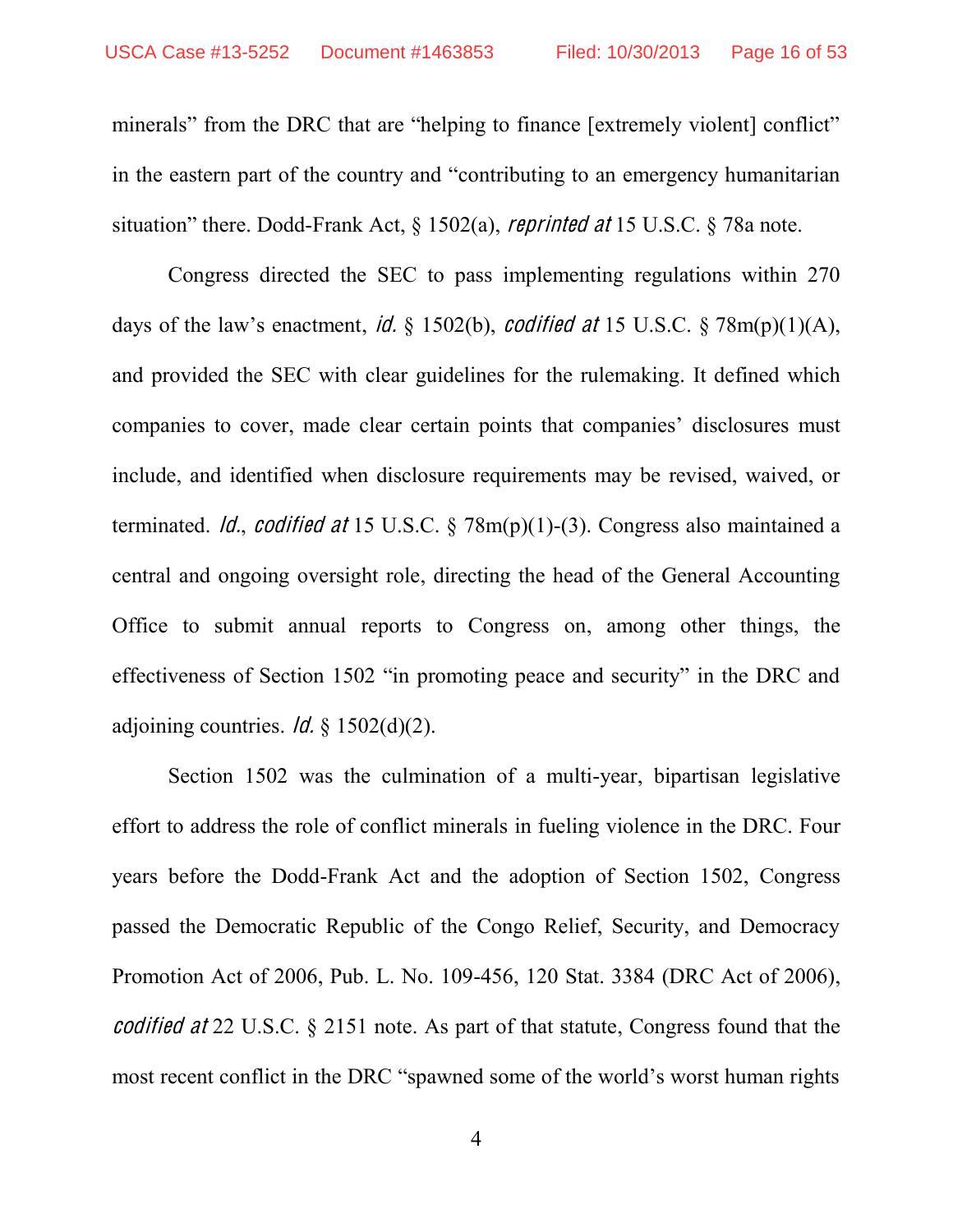minerals" from the DRC that are "helping to finance [extremely violent] conflict" in the eastern part of the country and "contributing to an emergency humanitarian situation" there. Dodd-Frank Act, § 1502(a), *reprinted at* 15 U.S.C. § 78a note.

Congress directed the SEC to pass implementing regulations within 270 days of the law's enactment, *id.* § 1502(b), *codified at* 15 U.S.C. § 78m(p)(1)(A), and provided the SEC with clear guidelines for the rulemaking. It defined which companies to cover, made clear certain points that companies' disclosures must include, and identified when disclosure requirements may be revised, waived, or terminated. *Id.*, *codified at* 15 U.S.C. § 78m(p)(1)-(3). Congress also maintained a central and ongoing oversight role, directing the head of the General Accounting Office to submit annual reports to Congress on, among other things, the effectiveness of Section 1502 "in promoting peace and security" in the DRC and adjoining countries. *Id.* § 1502(d)(2).

Section 1502 was the culmination of a multi-year, bipartisan legislative effort to address the role of conflict minerals in fueling violence in the DRC. Four years before the Dodd-Frank Act and the adoption of Section 1502, Congress passed the Democratic Republic of the Congo Relief, Security, and Democracy Promotion Act of 2006, Pub. L. No. 109-456, 120 Stat. 3384 (DRC Act of 2006), *codified at* 22 U.S.C. § 2151 note. As part of that statute, Congress found that the most recent conflict in the DRC "spawned some of the world's worst human rights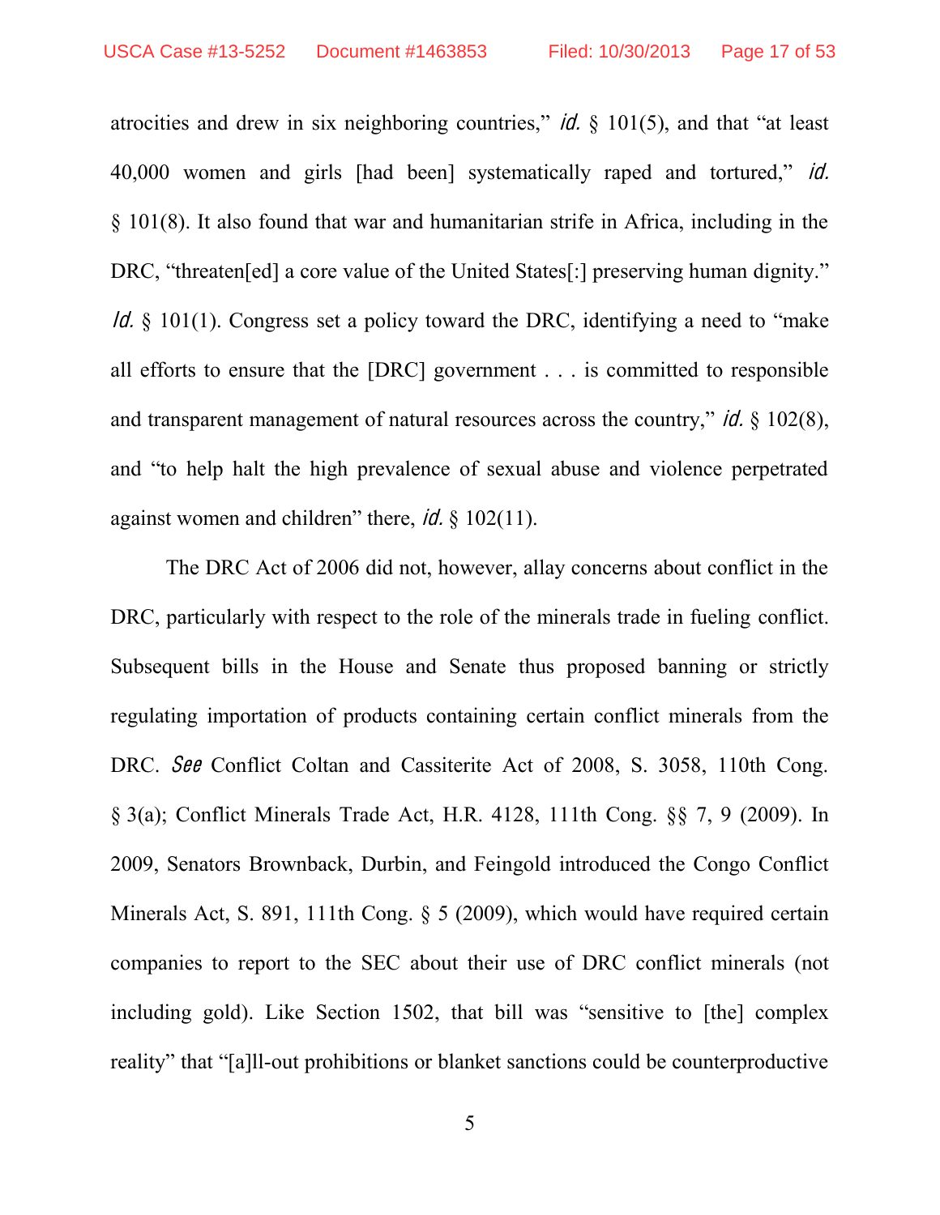atrocities and drew in six neighboring countries," *id.* § 101(5), and that "at least 40,000 women and girls [had been] systematically raped and tortured," *id.* § 101(8). It also found that war and humanitarian strife in Africa, including in the DRC, "threaten[ed] a core value of the United States[:] preserving human dignity." *Id.* § 101(1). Congress set a policy toward the DRC, identifying a need to "make all efforts to ensure that the [DRC] government . . . is committed to responsible and transparent management of natural resources across the country," *id.* § 102(8), and "to help halt the high prevalence of sexual abuse and violence perpetrated against women and children" there, *id.* § 102(11).

The DRC Act of 2006 did not, however, allay concerns about conflict in the DRC, particularly with respect to the role of the minerals trade in fueling conflict. Subsequent bills in the House and Senate thus proposed banning or strictly regulating importation of products containing certain conflict minerals from the DRC. *See* Conflict Coltan and Cassiterite Act of 2008, S. 3058, 110th Cong. § 3(a); Conflict Minerals Trade Act, H.R. 4128, 111th Cong. §§ 7, 9 (2009). In 2009, Senators Brownback, Durbin, and Feingold introduced the Congo Conflict Minerals Act, S. 891, 111th Cong. § 5 (2009), which would have required certain companies to report to the SEC about their use of DRC conflict minerals (not including gold). Like Section 1502, that bill was "sensitive to [the] complex reality" that "[a]ll-out prohibitions or blanket sanctions could be counterproductive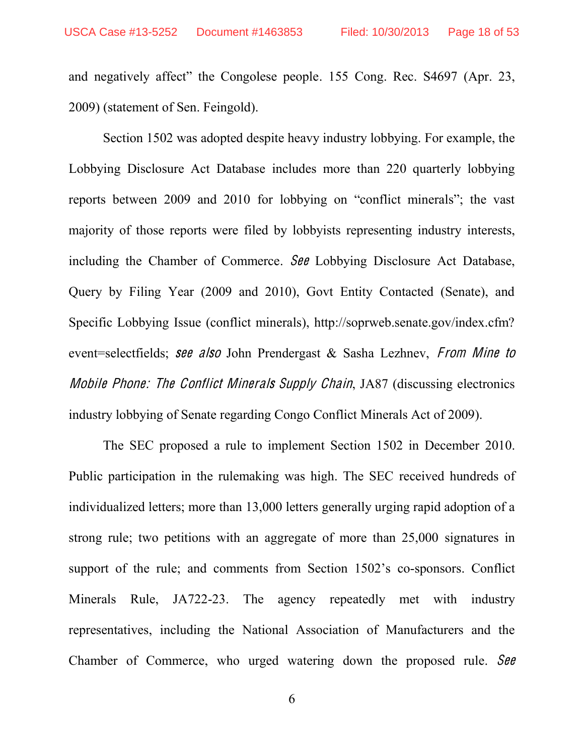and negatively affect" the Congolese people. 155 Cong. Rec. S4697 (Apr. 23, 2009) (statement of Sen. Feingold).

Section 1502 was adopted despite heavy industry lobbying. For example, the Lobbying Disclosure Act Database includes more than 220 quarterly lobbying reports between 2009 and 2010 for lobbying on "conflict minerals"; the vast majority of those reports were filed by lobbyists representing industry interests, including the Chamber of Commerce. *See* Lobbying Disclosure Act Database, Query by Filing Year (2009 and 2010), Govt Entity Contacted (Senate), and Specific Lobbying Issue (conflict minerals), http://soprweb.senate.gov/index.cfm?event=selectfields; *see also* John Prendergast & Sasha Lezhnev, *From Mine to Mobile Phone: The Conflict Minerals Supply Chain*, JA87 (discussing electronics industry lobbying of Senate regarding Congo Conflict Minerals Act of 2009).

The SEC proposed a rule to implement Section 1502 in December 2010. Public participation in the rulemaking was high. The SEC received hundreds of individualized letters; more than 13,000 letters generally urging rapid adoption of a strong rule; two petitions with an aggregate of more than 25,000 signatures in support of the rule; and comments from Section 1502's co-sponsors. Conflict Minerals Rule, JA722-23. The agency repeatedly met with industry representatives, including the National Association of Manufacturers and the Chamber of Commerce, who urged watering down the proposed rule. *See*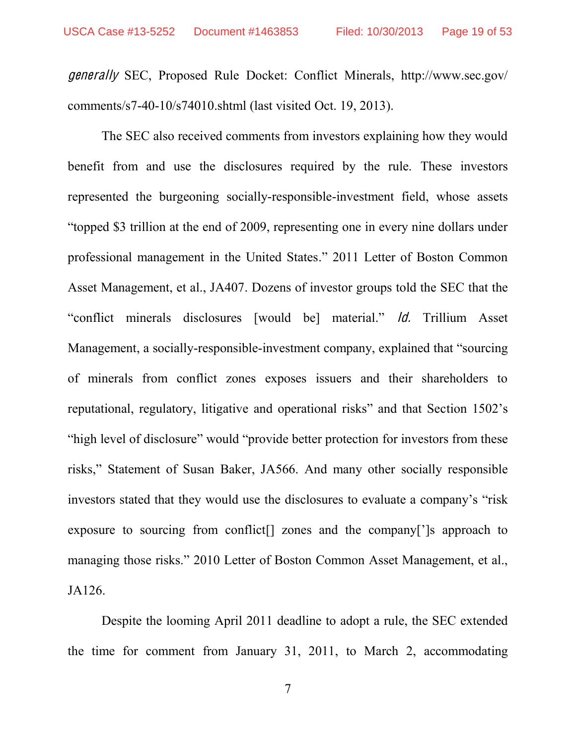*generally* SEC, Proposed Rule Docket: Conflict Minerals, http://www.sec.gov/comments/s7-40-10/s74010.shtml (last visited Oct. 19, 2013).

The SEC also received comments from investors explaining how they would benefit from and use the disclosures required by the rule. These investors represented the burgeoning socially-responsible-investment field, whose assets "topped $3 trillion at the end of 2009, representing one in every nine dollars under professional management in the United States." 2011 Letter of Boston Common Asset Management, et al., JA407. Dozens of investor groups told the SEC that the "conflict minerals disclosures [would be] material." *Id.* Trillium Asset Management, a socially-responsible-investment company, explained that "sourcing of minerals from conflict zones exposes issuers and their shareholders to reputational, regulatory, litigative and operational risks" and that Section 1502's "high level of disclosure" would "provide better protection for investors from these risks," Statement of Susan Baker, JA566. And many other socially responsible investors stated that they would use the disclosures to evaluate a company's "risk exposure to sourcing from conflict[] zones and the company[']s approach to managing those risks." 2010 Letter of Boston Common Asset Management, et al., JA126.

Despite the looming April 2011 deadline to adopt a rule, the SEC extended the time for comment from January 31, 2011, to March 2, accommodating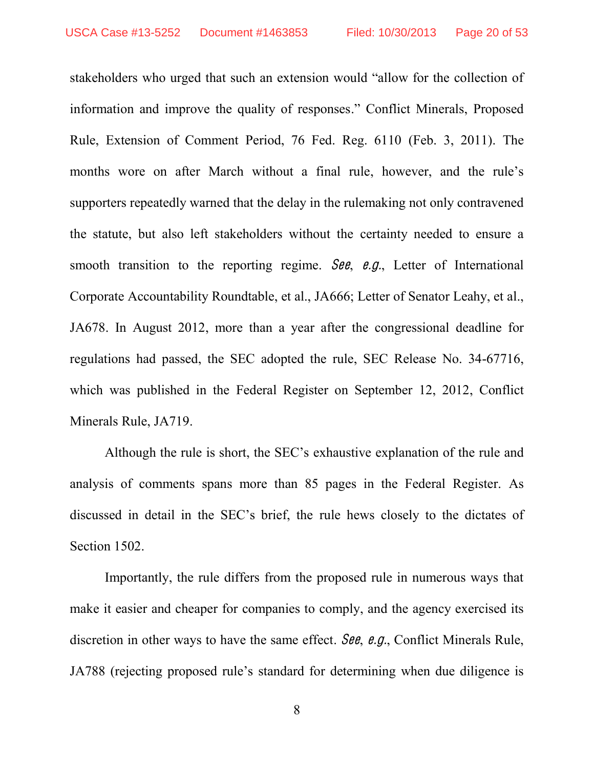stakeholders who urged that such an extension would "allow for the collection of information and improve the quality of responses." Conflict Minerals, Proposed Rule, Extension of Comment Period, 76 Fed. Reg. 6110 (Feb. 3, 2011). The months wore on after March without a final rule, however, and the rule's supporters repeatedly warned that the delay in the rulemaking not only contravened the statute, but also left stakeholders without the certainty needed to ensure a smooth transition to the reporting regime. *See*, *e.g.*, Letter of International Corporate Accountability Roundtable, et al., JA666; Letter of Senator Leahy, et al., JA678. In August 2012, more than a year after the congressional deadline for regulations had passed, the SEC adopted the rule, SEC Release No. 34-67716, which was published in the Federal Register on September 12, 2012, Conflict Minerals Rule, JA719.

Although the rule is short, the SEC's exhaustive explanation of the rule and analysis of comments spans more than 85 pages in the Federal Register. As discussed in detail in the SEC's brief, the rule hews closely to the dictates of Section 1502.

Importantly, the rule differs from the proposed rule in numerous ways that make it easier and cheaper for companies to comply, and the agency exercised its discretion in other ways to have the same effect. *See*, *e.g.*, Conflict Minerals Rule, JA788 (rejecting proposed rule's standard for determining when due diligence is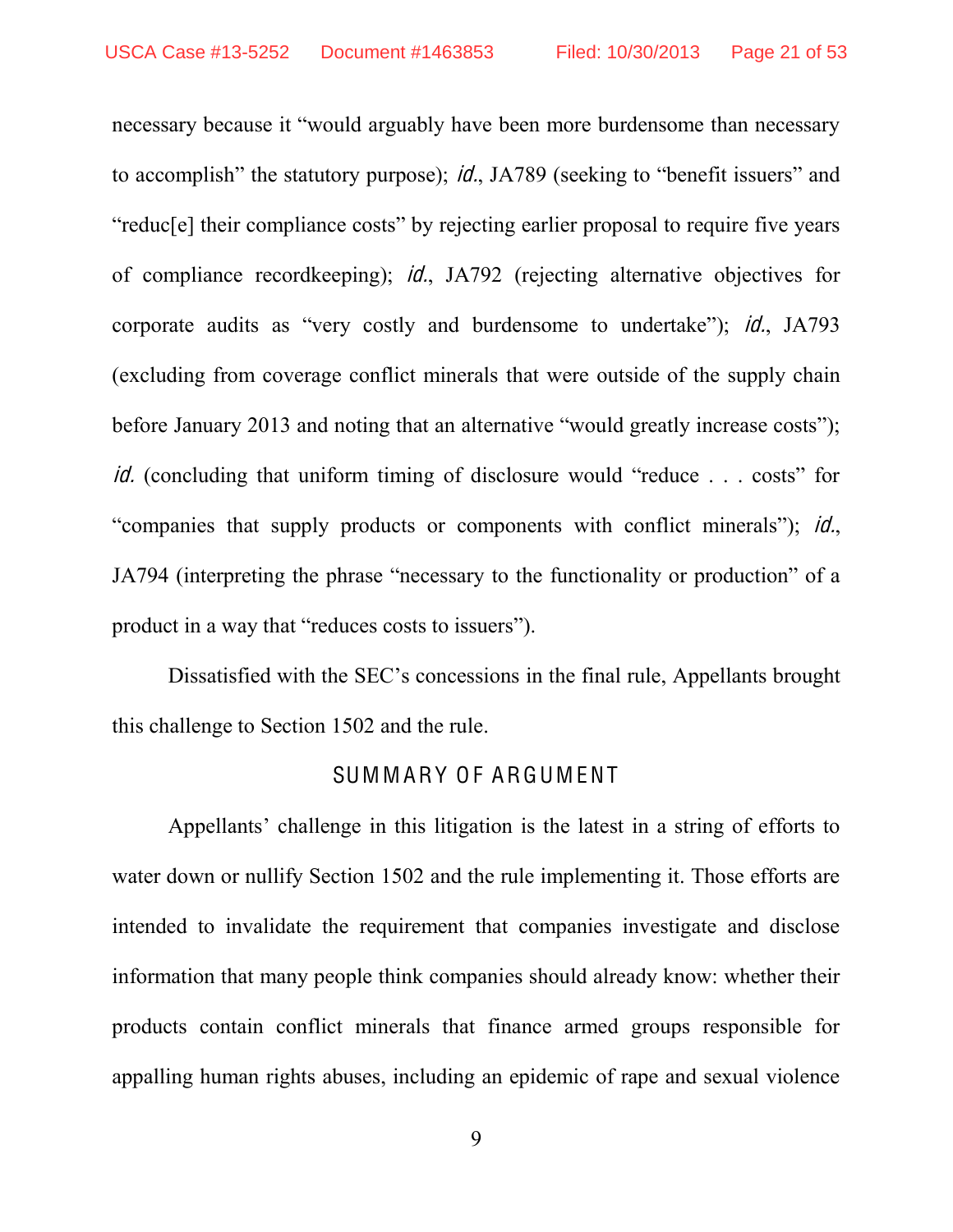necessary because it "would arguably have been more burdensome than necessary to accomplish" the statutory purpose); *id.*, JA789 (seeking to "benefit issuers" and "reduc[e] their compliance costs" by rejecting earlier proposal to require five years of compliance recordkeeping); *id.*, JA792 (rejecting alternative objectives for corporate audits as "very costly and burdensome to undertake"); *id.*, JA793 (excluding from coverage conflict minerals that were outside of the supply chain before January 2013 and noting that an alternative "would greatly increase costs"); *id.* (concluding that uniform timing of disclosure would "reduce . . . costs" for "companies that supply products or components with conflict minerals"); *id.*, JA794 (interpreting the phrase "necessary to the functionality or production" of a product in a way that "reduces costs to issuers").

Dissatisfied with the SEC's concessions in the final rule, Appellants brought this challenge to Section 1502 and the rule.

## SUMMARY OF ARGUMENT

Appellants' challenge in this litigation is the latest in a string of efforts to water down or nullify Section 1502 and the rule implementing it. Those efforts are intended to invalidate the requirement that companies investigate and disclose information that many people think companies should already know: whether their products contain conflict minerals that finance armed groups responsible for appalling human rights abuses, including an epidemic of rape and sexual violence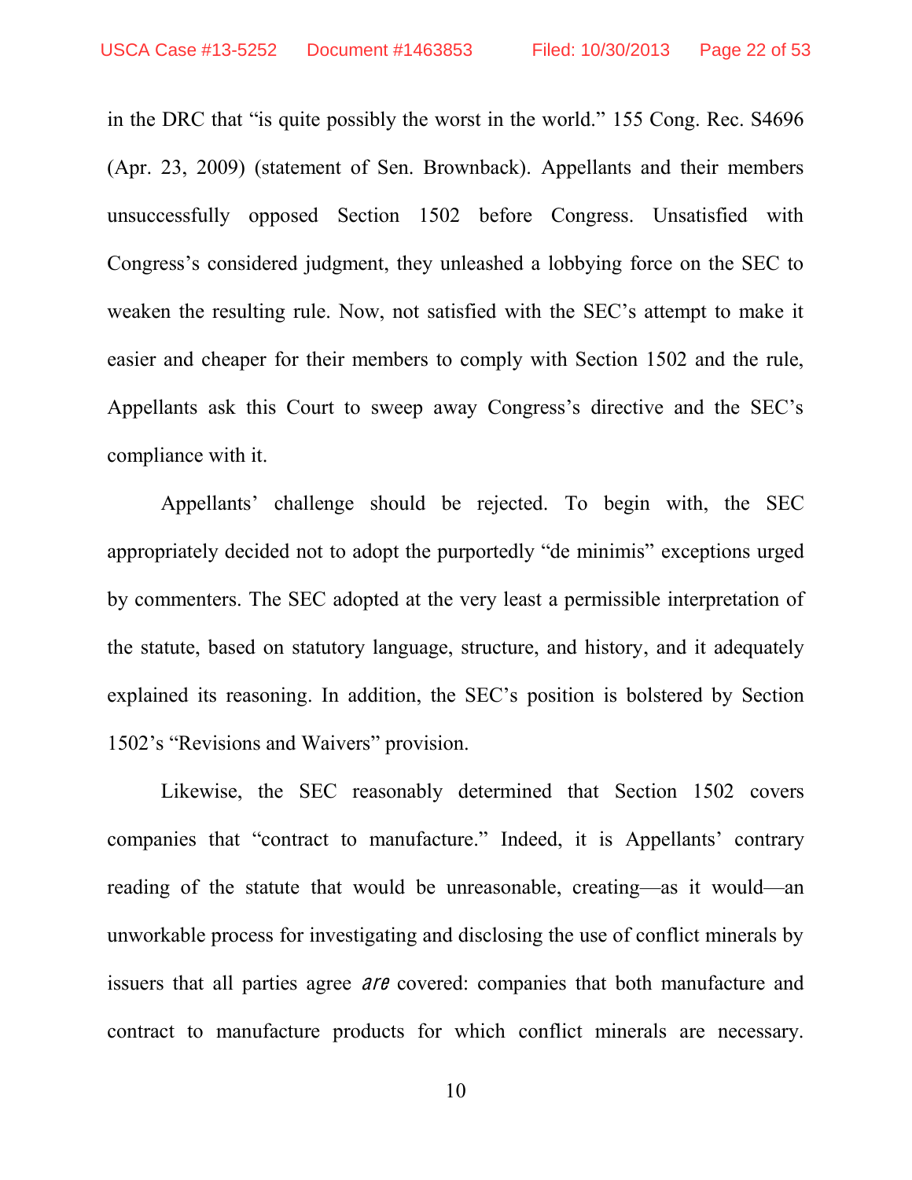in the DRC that "is quite possibly the worst in the world." 155 Cong. Rec. S4696 (Apr. 23, 2009) (statement of Sen. Brownback). Appellants and their members unsuccessfully opposed Section 1502 before Congress. Unsatisfied with Congress's considered judgment, they unleashed a lobbying force on the SEC to weaken the resulting rule. Now, not satisfied with the SEC's attempt to make it easier and cheaper for their members to comply with Section 1502 and the rule, Appellants ask this Court to sweep away Congress's directive and the SEC's compliance with it.

Appellants' challenge should be rejected. To begin with, the SEC appropriately decided not to adopt the purportedly "de minimis" exceptions urged by commenters. The SEC adopted at the very least a permissible interpretation of the statute, based on statutory language, structure, and history, and it adequately explained its reasoning. In addition, the SEC's position is bolstered by Section 1502's "Revisions and Waivers" provision.

Likewise, the SEC reasonably determined that Section 1502 covers companies that "contract to manufacture." Indeed, it is Appellants' contrary reading of the statute that would be unreasonable, creating—as it would—an unworkable process for investigating and disclosing the use of conflict minerals by issuers that all parties agree *are* covered: companies that both manufacture and contract to manufacture products for which conflict minerals are necessary.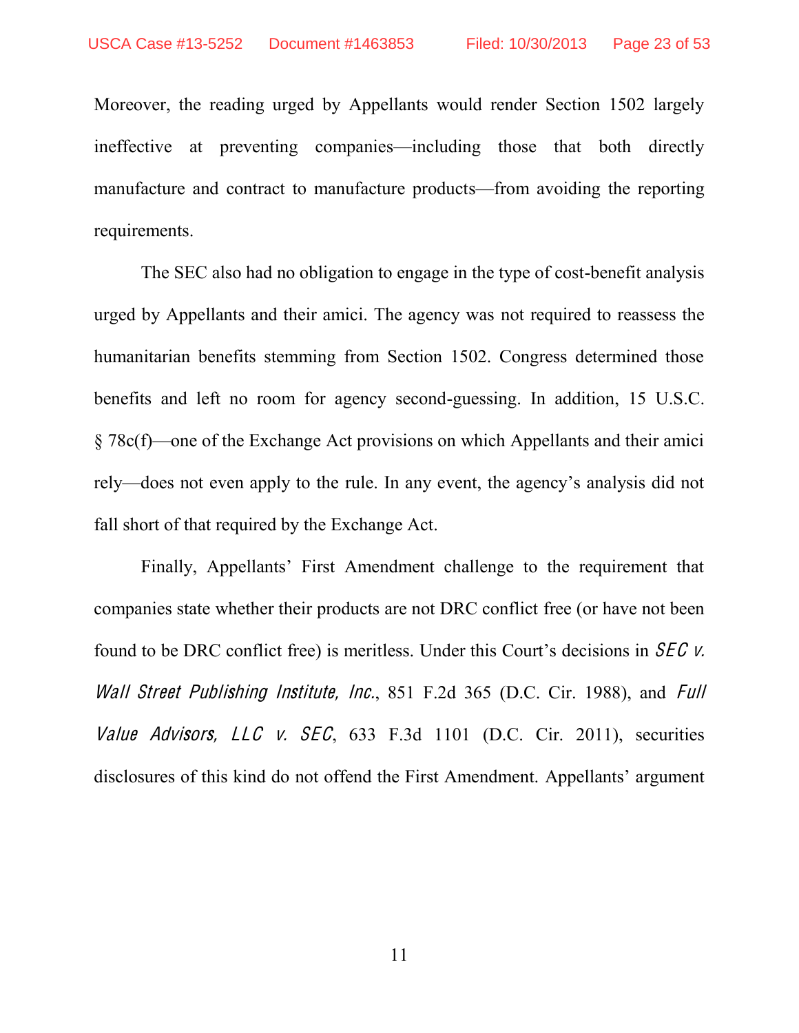Moreover, the reading urged by Appellants would render Section 1502 largely ineffective at preventing companies—including those that both directly manufacture and contract to manufacture products—from avoiding the reporting requirements.

The SEC also had no obligation to engage in the type of cost-benefit analysis urged by Appellants and their amici. The agency was not required to reassess the humanitarian benefits stemming from Section 1502. Congress determined those benefits and left no room for agency second-guessing. In addition, 15 U.S.C. § 78c(f)—one of the Exchange Act provisions on which Appellants and their amici rely—does not even apply to the rule. In any event, the agency's analysis did not fall short of that required by the Exchange Act.

Finally, Appellants' First Amendment challenge to the requirement that companies state whether their products are not DRC conflict free (or have not been found to be DRC conflict free) is meritless. Under this Court's decisions in *SEC v. Wall Street Publishing Institute, Inc.*, 851 F.2d 365 (D.C. Cir. 1988), and *Full Value Advisors, LLC v. SEC*, 633 F.3d 1101 (D.C. Cir. 2011), securities disclosures of this kind do not offend the First Amendment. Appellants' argument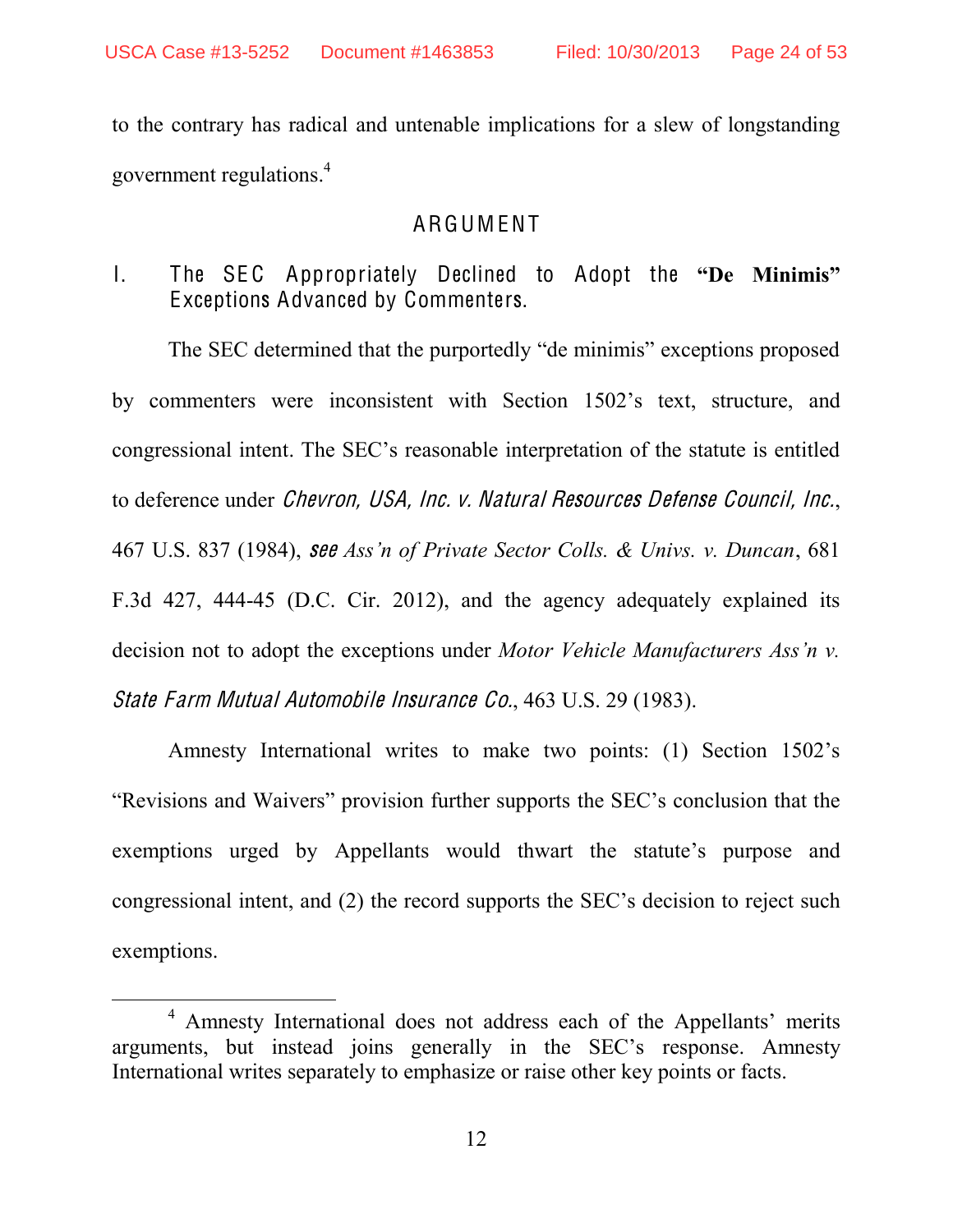to the contrary has radical and untenable implications for a slew of longstanding government regulations.[4]

# ARGUMENT

## I. The SEC Appropriately Declined to Adopt the "De Minimis" Exceptions Advanced by Commenters.

The SEC determined that the purportedly "de minimis" exceptions proposed by commenters were inconsistent with Section 1502's text, structure, and congressional intent. The SEC's reasonable interpretation of the statute is entitled to deference under *Chevron, USA, Inc. v. Natural Resources Defense Council, Inc.*, 467 U.S. 837 (1984), *see Ass'n of Private Sector Colls. & Univs. v. Duncan*, 681 F.3d 427, 444-45 (D.C. Cir. 2012), and the agency adequately explained its decision not to adopt the exceptions under *Motor Vehicle Manufacturers Ass'n v. State Farm Mutual Automobile Insurance Co.*, 463 U.S. 29 (1983).

Amnesty International writes to make two points: (1) Section 1502's "Revisions and Waivers" provision further supports the SEC's conclusion that the exemptions urged by Appellants would thwart the statute's purpose and congressional intent, and (2) the record supports the SEC's decision to reject such exemptions.

---

[4] Amnesty International does not address each of the Appellants' merits arguments, but instead joins generally in the SEC's response. Amnesty International writes separately to emphasize or raise other key points or facts.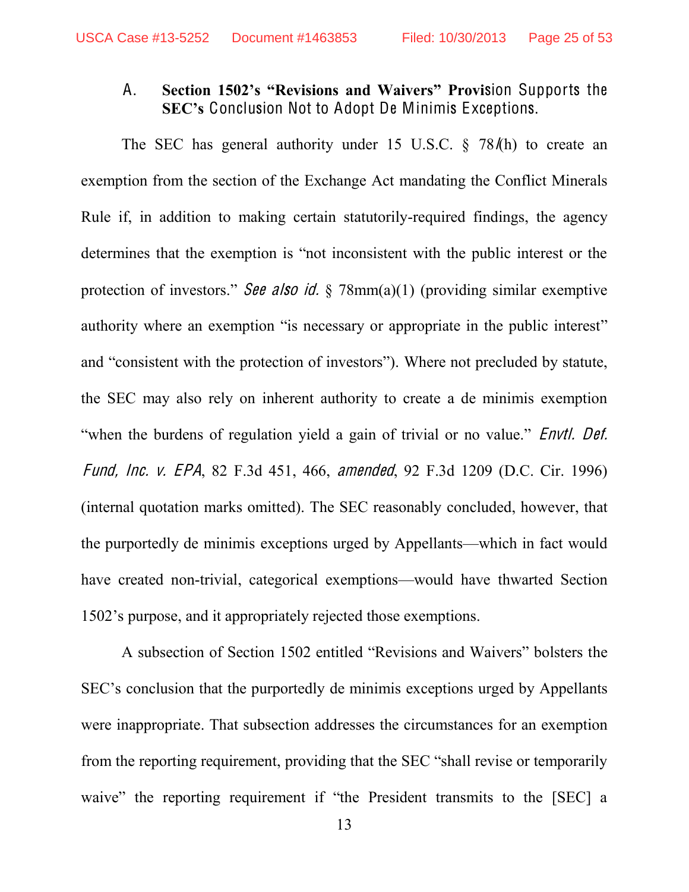### A. Section 1502's "Revisions and Waivers" Provision Supports the SEC's Conclusion Not to Adopt De Minimis Exceptions.

The SEC has general authority under 15 U.S.C. § 78*l*(h) to create an exemption from the section of the Exchange Act mandating the Conflict Minerals Rule if, in addition to making certain statutorily-required findings, the agency determines that the exemption is "not inconsistent with the public interest or the protection of investors." *See also id.* § 78mm(a)(1) (providing similar exemptive authority where an exemption "is necessary or appropriate in the public interest" and "consistent with the protection of investors"). Where not precluded by statute, the SEC may also rely on inherent authority to create a de minimis exemption "when the burdens of regulation yield a gain of trivial or no value." *Envtl. Def. Fund, Inc. v. EPA*, 82 F.3d 451, 466, *amended*, 92 F.3d 1209 (D.C. Cir. 1996) (internal quotation marks omitted). The SEC reasonably concluded, however, that the purportedly de minimis exceptions urged by Appellants—which in fact would have created non-trivial, categorical exemptions—would have thwarted Section 1502's purpose, and it appropriately rejected those exemptions.

A subsection of Section 1502 entitled "Revisions and Waivers" bolsters the SEC's conclusion that the purportedly de minimis exceptions urged by Appellants were inappropriate. That subsection addresses the circumstances for an exemption from the reporting requirement, providing that the SEC "shall revise or temporarily waive" the reporting requirement if "the President transmits to the [SEC] a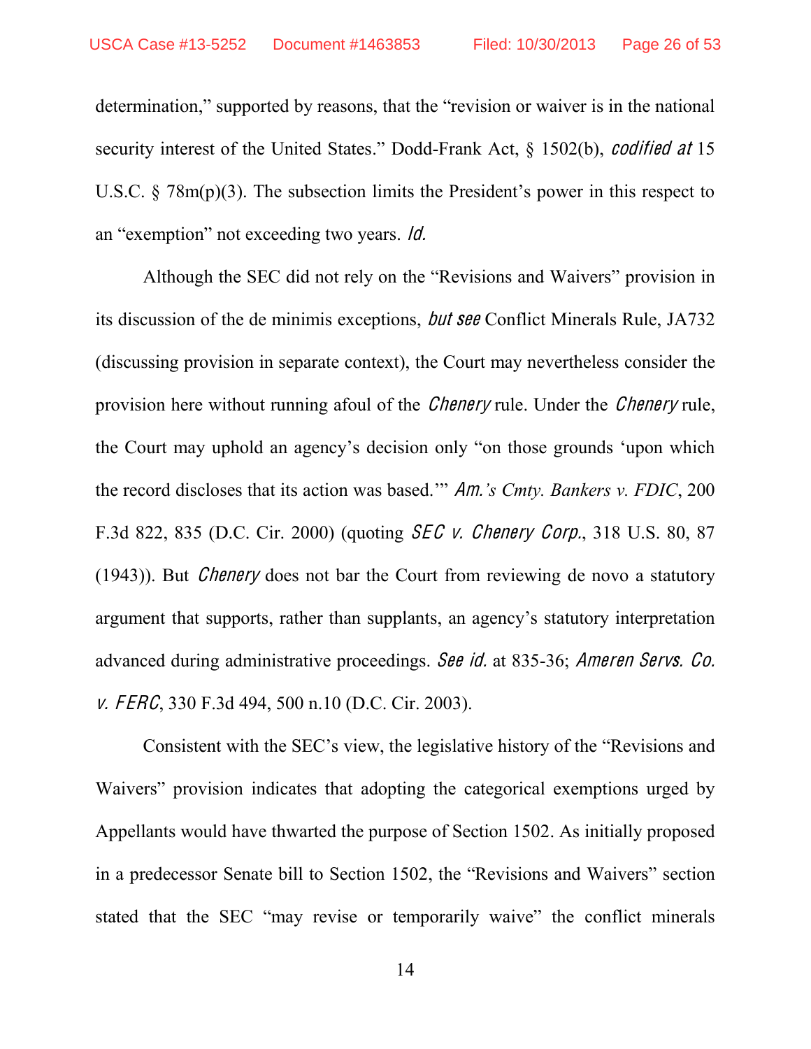determination," supported by reasons, that the "revision or waiver is in the national security interest of the United States." Dodd-Frank Act, § 1502(b), *codified at* 15 U.S.C. § 78m(p)(3). The subsection limits the President's power in this respect to an "exemption" not exceeding two years. *Id.*

Although the SEC did not rely on the "Revisions and Waivers" provision in its discussion of the de minimis exceptions, *but see* Conflict Minerals Rule, JA732 (discussing provision in separate context), the Court may nevertheless consider the provision here without running afoul of the *Chenery* rule. Under the *Chenery* rule, the Court may uphold an agency's decision only "on those grounds 'upon which the record discloses that its action was based.'" *Am.'s Cmty. Bankers v. FDIC*, 200 F.3d 822, 835 (D.C. Cir. 2000) (quoting *SEC v. Chenery Corp.*, 318 U.S. 80, 87 (1943)). But *Chenery* does not bar the Court from reviewing de novo a statutory argument that supports, rather than supplants, an agency's statutory interpretation advanced during administrative proceedings. *See id.* at 835-36; *Ameren Servs. Co. v. FERC*, 330 F.3d 494, 500 n.10 (D.C. Cir. 2003).

Consistent with the SEC's view, the legislative history of the "Revisions and Waivers" provision indicates that adopting the categorical exemptions urged by Appellants would have thwarted the purpose of Section 1502. As initially proposed in a predecessor Senate bill to Section 1502, the "Revisions and Waivers" section stated that the SEC "may revise or temporarily waive" the conflict minerals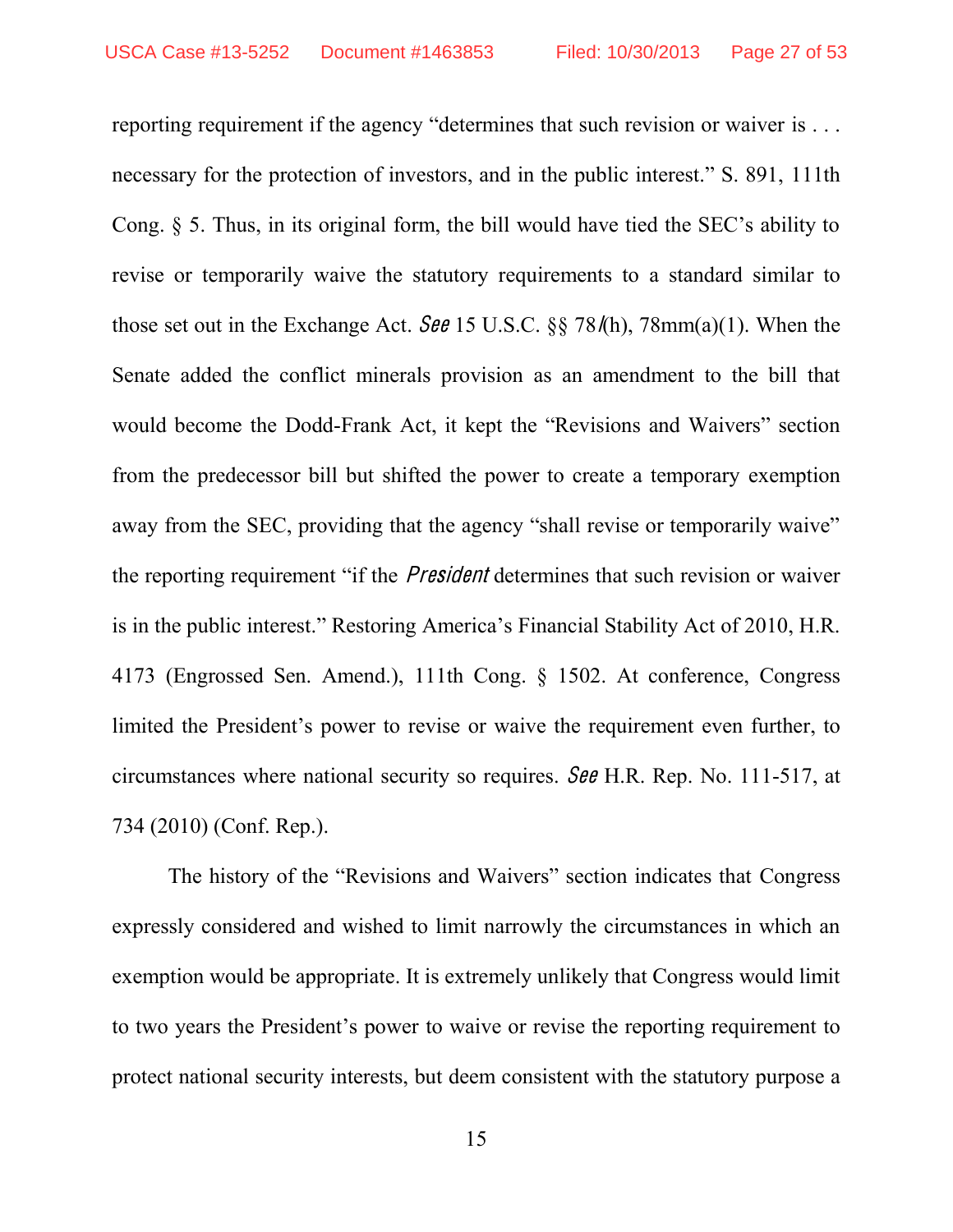reporting requirement if the agency "determines that such revision or waiver is . . . necessary for the protection of investors, and in the public interest." S. 891, 111th Cong. § 5. Thus, in its original form, the bill would have tied the SEC's ability to revise or temporarily waive the statutory requirements to a standard similar to those set out in the Exchange Act. *See* 15 U.S.C. §§ 78*l*(h), 78mm(a)(1). When the Senate added the conflict minerals provision as an amendment to the bill that would become the Dodd-Frank Act, it kept the "Revisions and Waivers" section from the predecessor bill but shifted the power to create a temporary exemption away from the SEC, providing that the agency "shall revise or temporarily waive" the reporting requirement "if the *President* determines that such revision or waiver is in the public interest." Restoring America's Financial Stability Act of 2010, H.R. 4173 (Engrossed Sen. Amend.), 111th Cong. § 1502. At conference, Congress limited the President's power to revise or waive the requirement even further, to circumstances where national security so requires. *See* H.R. Rep. No. 111-517, at 734 (2010) (Conf. Rep.).

The history of the "Revisions and Waivers" section indicates that Congress expressly considered and wished to limit narrowly the circumstances in which an exemption would be appropriate. It is extremely unlikely that Congress would limit to two years the President's power to waive or revise the reporting requirement to protect national security interests, but deem consistent with the statutory purpose a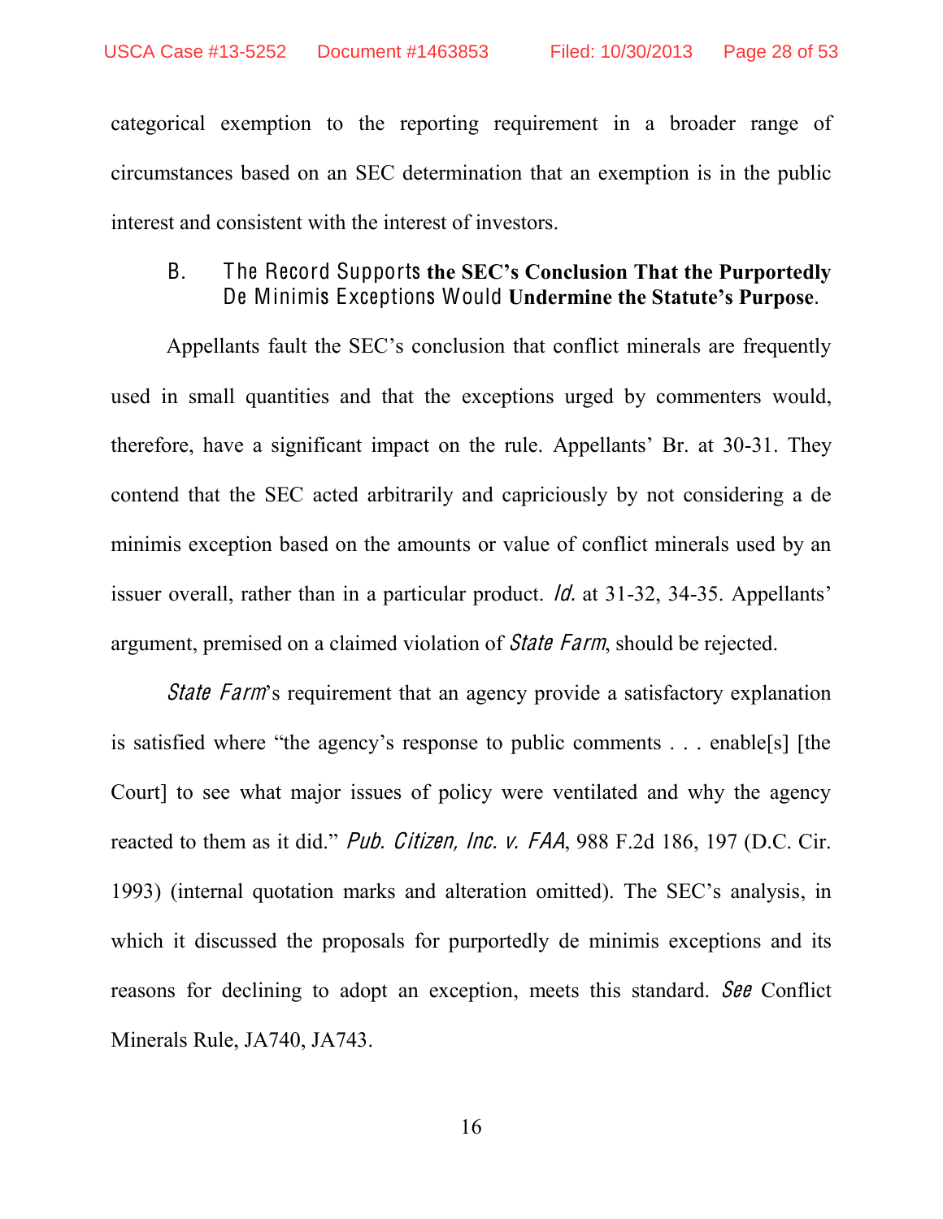categorical exemption to the reporting requirement in a broader range of circumstances based on an SEC determination that an exemption is in the public interest and consistent with the interest of investors.

### B. The Record Supports the SEC's Conclusion That the Purportedly De Minimis Exceptions Would Undermine the Statute's Purpose.

Appellants fault the SEC's conclusion that conflict minerals are frequently used in small quantities and that the exceptions urged by commenters would, therefore, have a significant impact on the rule. Appellants' Br. at 30-31. They contend that the SEC acted arbitrarily and capriciously by not considering a de minimis exception based on the amounts or value of conflict minerals used by an issuer overall, rather than in a particular product. *Id.* at 31-32, 34-35. Appellants' argument, premised on a claimed violation of *State Farm*, should be rejected.

*State Farm*'s requirement that an agency provide a satisfactory explanation is satisfied where "the agency's response to public comments . . . enable[s] [the Court] to see what major issues of policy were ventilated and why the agency reacted to them as it did." *Pub. Citizen, Inc. v. FAA*, 988 F.2d 186, 197 (D.C. Cir. 1993) (internal quotation marks and alteration omitted). The SEC's analysis, in which it discussed the proposals for purportedly de minimis exceptions and its reasons for declining to adopt an exception, meets this standard. *See* Conflict Minerals Rule, JA740, JA743.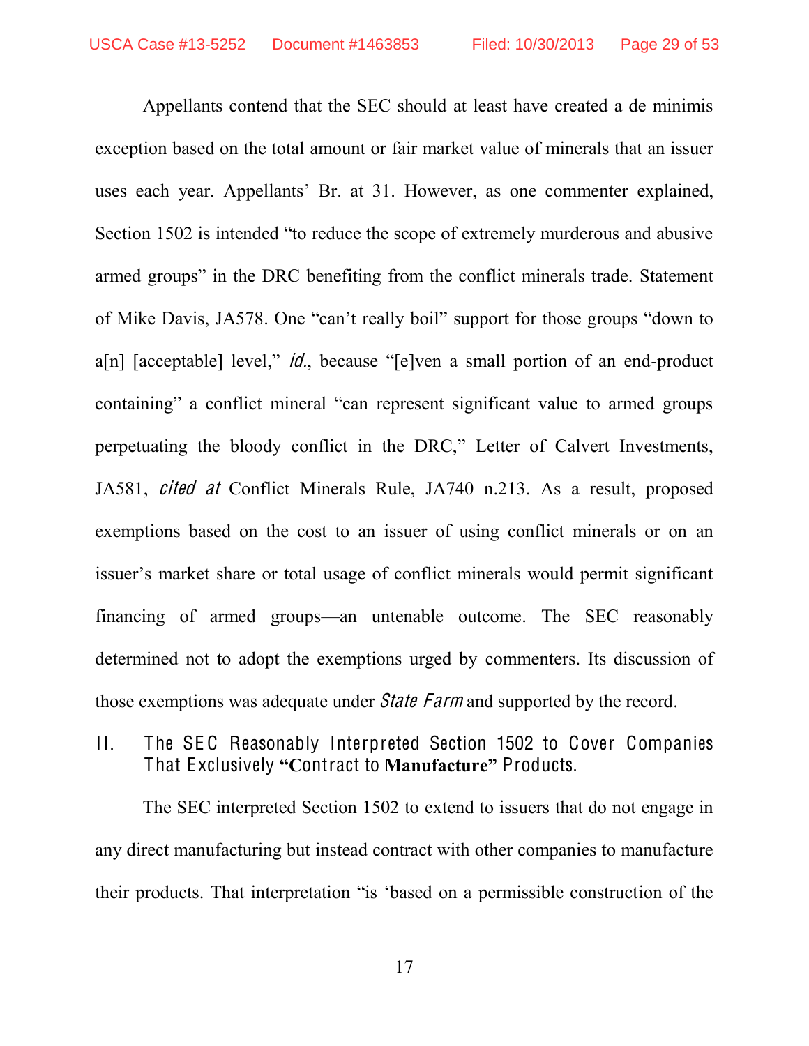Appellants contend that the SEC should at least have created a de minimis exception based on the total amount or fair market value of minerals that an issuer uses each year. Appellants' Br. at 31. However, as one commenter explained, Section 1502 is intended "to reduce the scope of extremely murderous and abusive armed groups" in the DRC benefiting from the conflict minerals trade. Statement of Mike Davis, JA578. One "can't really boil" support for those groups "down to a[n] [acceptable] level," *id.*, because "[e]ven a small portion of an end-product containing" a conflict mineral "can represent significant value to armed groups perpetuating the bloody conflict in the DRC," Letter of Calvert Investments, JA581, *cited at* Conflict Minerals Rule, JA740 n.213. As a result, proposed exemptions based on the cost to an issuer of using conflict minerals or on an issuer's market share or total usage of conflict minerals would permit significant financing of armed groups—an untenable outcome. The SEC reasonably determined not to adopt the exemptions urged by commenters. Its discussion of those exemptions was adequate under *State Farm* and supported by the record.

## II. The SEC Reasonably Interpreted Section 1502 to Cover Companies That Exclusively "Contract to Manufacture" Products.

The SEC interpreted Section 1502 to extend to issuers that do not engage in any direct manufacturing but instead contract with other companies to manufacture their products. That interpretation "is 'based on a permissible construction of the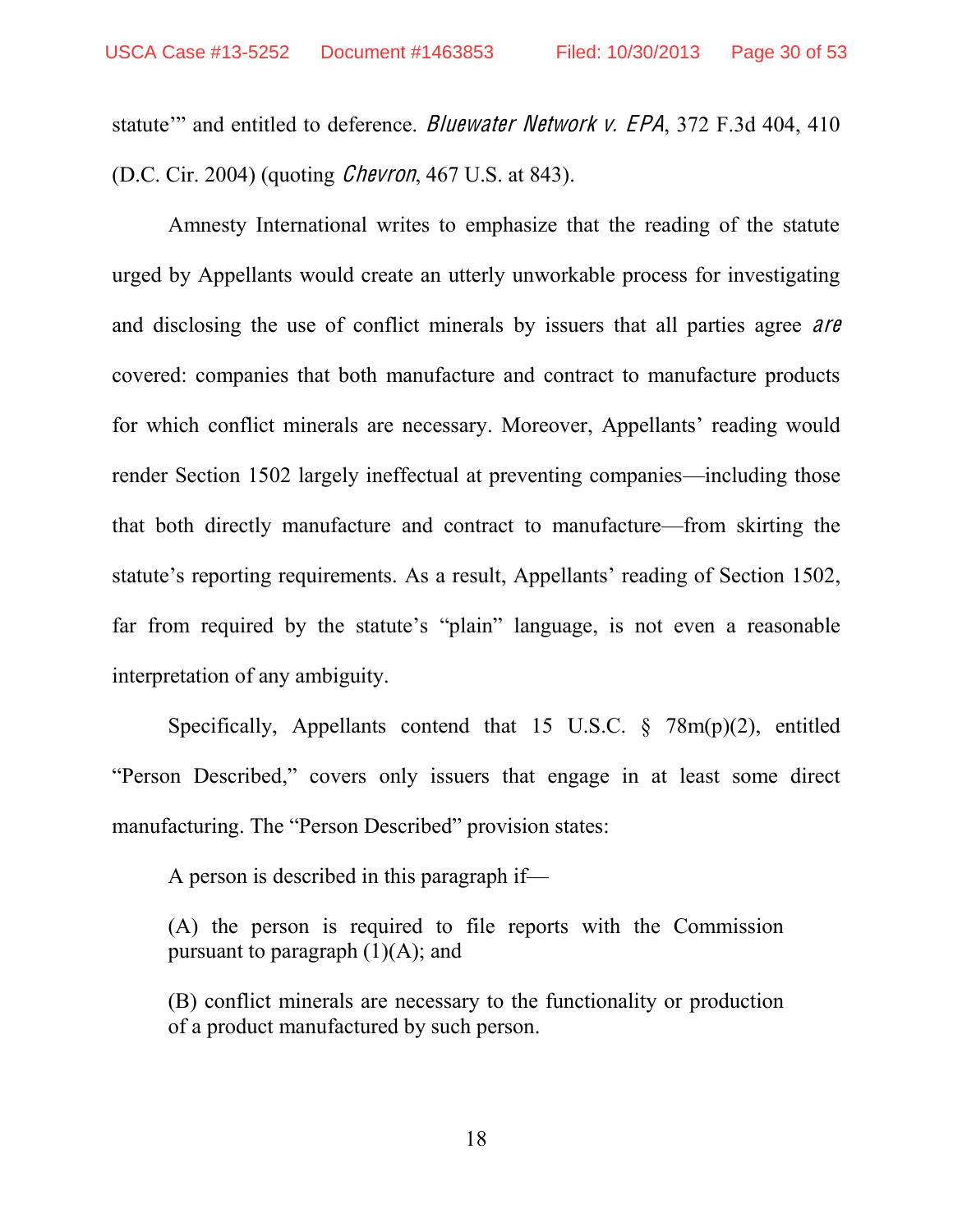statute'" and entitled to deference. *Bluewater Network v. EPA*, 372 F.3d 404, 410 (D.C. Cir. 2004) (quoting *Chevron*, 467 U.S. at 843).

Amnesty International writes to emphasize that the reading of the statute urged by Appellants would create an utterly unworkable process for investigating and disclosing the use of conflict minerals by issuers that all parties agree *are* covered: companies that both manufacture and contract to manufacture products for which conflict minerals are necessary. Moreover, Appellants' reading would render Section 1502 largely ineffectual at preventing companies—including those that both directly manufacture and contract to manufacture—from skirting the statute's reporting requirements. As a result, Appellants' reading of Section 1502, far from required by the statute's "plain" language, is not even a reasonable interpretation of any ambiguity.

Specifically, Appellants contend that 15 U.S.C. § 78m(p)(2), entitled "Person Described," covers only issuers that engage in at least some direct manufacturing. The "Person Described" provision states:

> A person is described in this paragraph if—
>
> (A) the person is required to file reports with the Commission pursuant to paragraph (1)(A); and
>
> (B) conflict minerals are necessary to the functionality or production of a product manufactured by such person.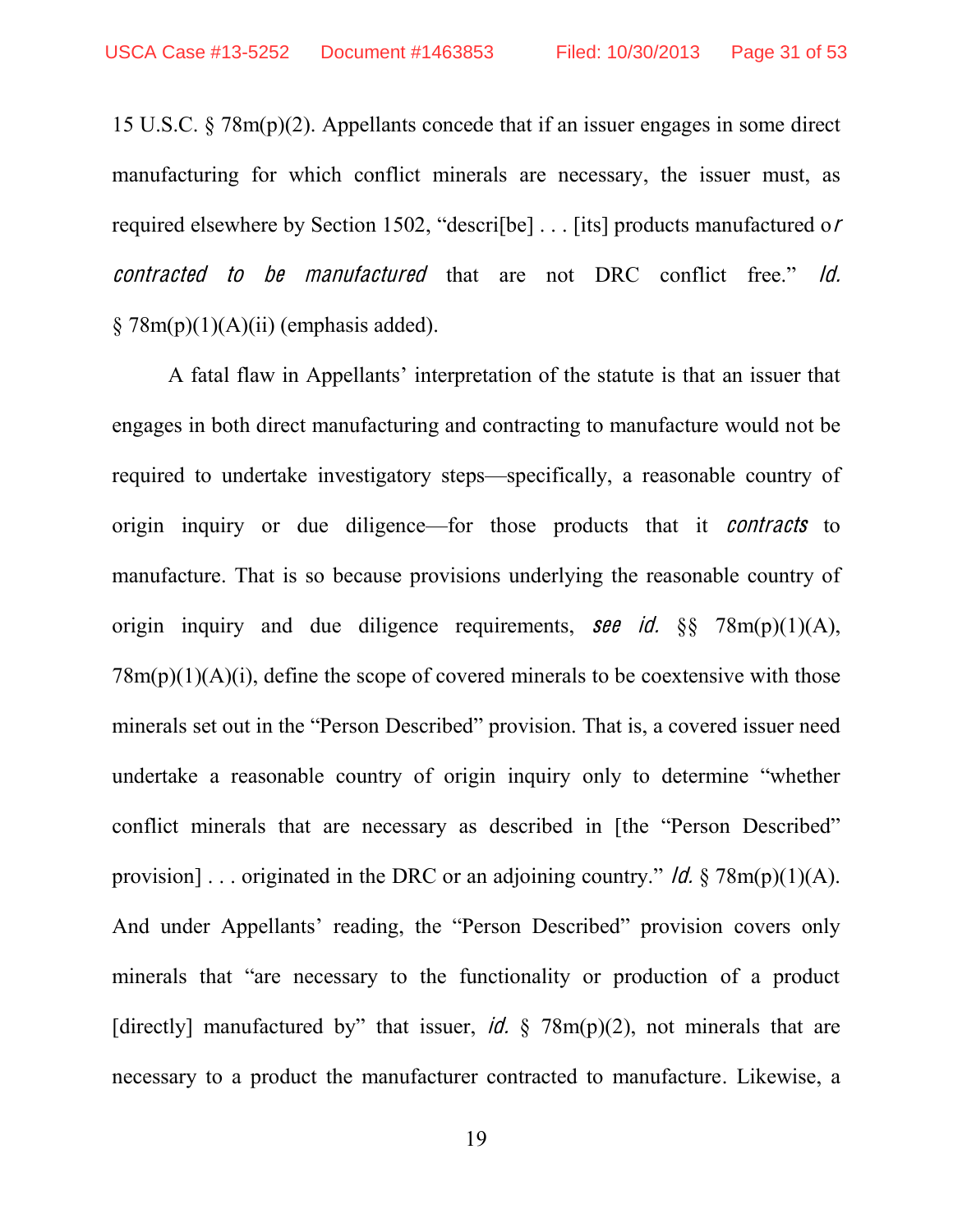15 U.S.C. § 78m(p)(2). Appellants concede that if an issuer engages in some direct manufacturing for which conflict minerals are necessary, the issuer must, as required elsewhere by Section 1502, "descri[be] . . . [its] products manufactured o*r contracted to be manufactured* that are not DRC conflict free." *Id.* § 78m(p)(1)(A)(ii) (emphasis added).

A fatal flaw in Appellants' interpretation of the statute is that an issuer that engages in both direct manufacturing and contracting to manufacture would not be required to undertake investigatory steps—specifically, a reasonable country of origin inquiry or due diligence—for those products that it *contracts* to manufacture. That is so because provisions underlying the reasonable country of origin inquiry and due diligence requirements, *see id.* §§ 78m(p)(1)(A), 78m(p)(1)(A)(i), define the scope of covered minerals to be coextensive with those minerals set out in the "Person Described" provision. That is, a covered issuer need undertake a reasonable country of origin inquiry only to determine "whether conflict minerals that are necessary as described in [the "Person Described" provision] . . . originated in the DRC or an adjoining country." *Id.* § 78m(p)(1)(A). And under Appellants' reading, the "Person Described" provision covers only minerals that "are necessary to the functionality or production of a product [directly] manufactured by" that issuer, *id.* § 78m(p)(2), not minerals that are necessary to a product the manufacturer contracted to manufacture. Likewise, a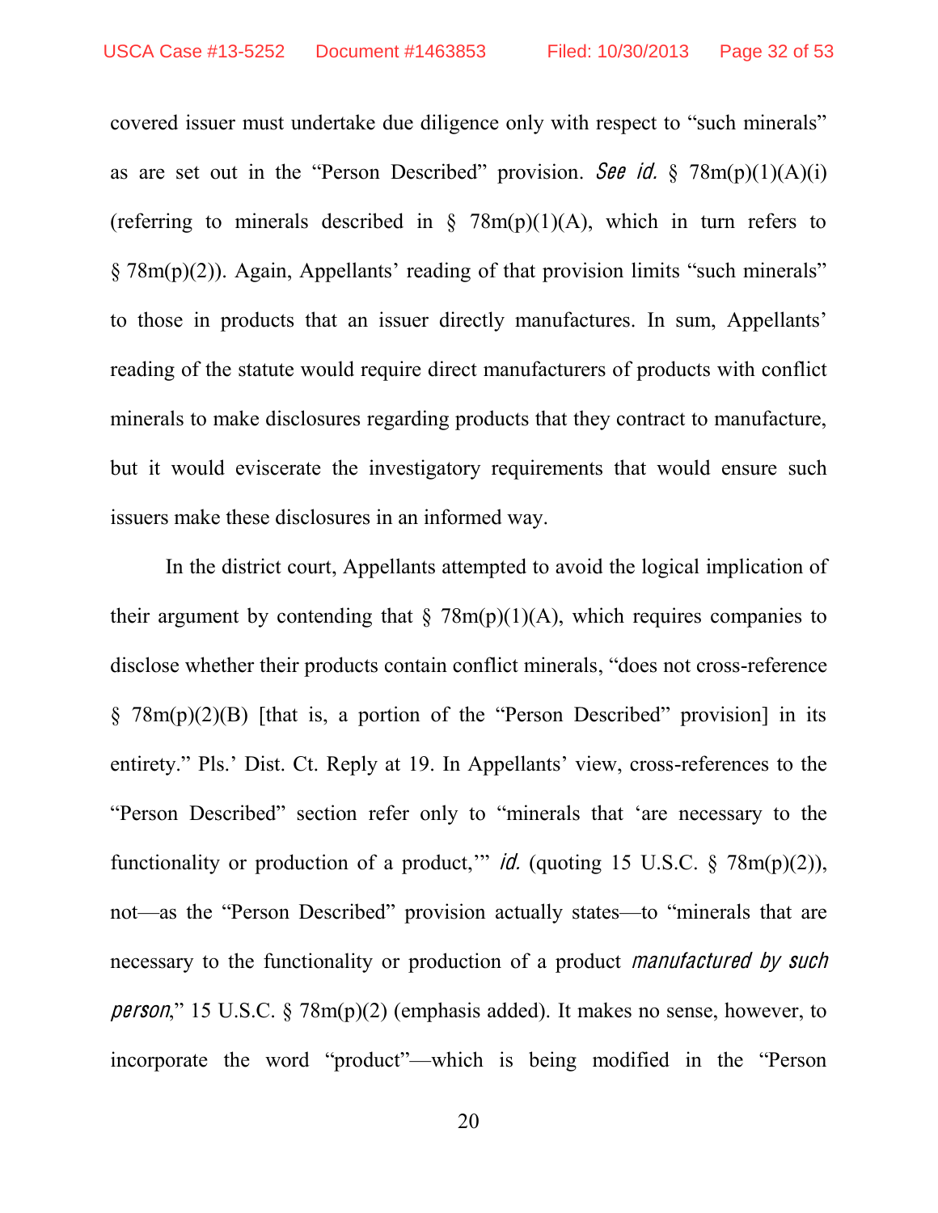covered issuer must undertake due diligence only with respect to "such minerals" as are set out in the "Person Described" provision. *See id.* § 78m(p)(1)(A)(i) (referring to minerals described in § 78m(p)(1)(A), which in turn refers to § 78m(p)(2)). Again, Appellants' reading of that provision limits "such minerals" to those in products that an issuer directly manufactures. In sum, Appellants' reading of the statute would require direct manufacturers of products with conflict minerals to make disclosures regarding products that they contract to manufacture, but it would eviscerate the investigatory requirements that would ensure such issuers make these disclosures in an informed way.

In the district court, Appellants attempted to avoid the logical implication of their argument by contending that § 78m(p)(1)(A), which requires companies to disclose whether their products contain conflict minerals, "does not cross-reference § 78m(p)(2)(B) [that is, a portion of the "Person Described" provision] in its entirety." Pls.' Dist. Ct. Reply at 19. In Appellants' view, cross-references to the "Person Described" section refer only to "minerals that 'are necessary to the functionality or production of a product,'" *id.* (quoting 15 U.S.C. § 78m(p)(2)), not—as the "Person Described" provision actually states—to "minerals that are necessary to the functionality or production of a product *manufactured by such person*," 15 U.S.C. § 78m(p)(2) (emphasis added). It makes no sense, however, to incorporate the word "product"—which is being modified in the "Person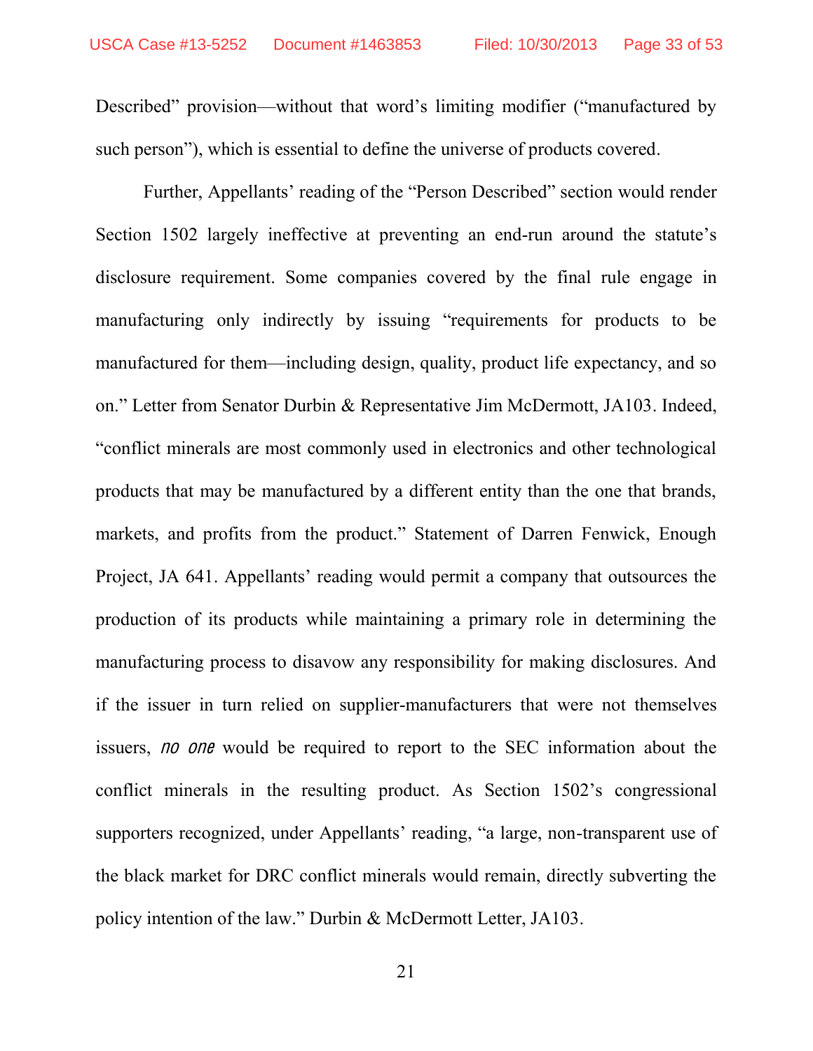Described" provision—without that word's limiting modifier ("manufactured by such person"), which is essential to define the universe of products covered.

Further, Appellants' reading of the "Person Described" section would render Section 1502 largely ineffective at preventing an end-run around the statute's disclosure requirement. Some companies covered by the final rule engage in manufacturing only indirectly by issuing "requirements for products to be manufactured for them—including design, quality, product life expectancy, and so on." Letter from Senator Durbin & Representative Jim McDermott, JA103. Indeed, "conflict minerals are most commonly used in electronics and other technological products that may be manufactured by a different entity than the one that brands, markets, and profits from the product." Statement of Darren Fenwick, Enough Project, JA 641. Appellants' reading would permit a company that outsources the production of its products while maintaining a primary role in determining the manufacturing process to disavow any responsibility for making disclosures. And if the issuer in turn relied on supplier-manufacturers that were not themselves issuers, *no one* would be required to report to the SEC information about the conflict minerals in the resulting product. As Section 1502's congressional supporters recognized, under Appellants' reading, "a large, non-transparent use of the black market for DRC conflict minerals would remain, directly subverting the policy intention of the law." Durbin & McDermott Letter, JA103.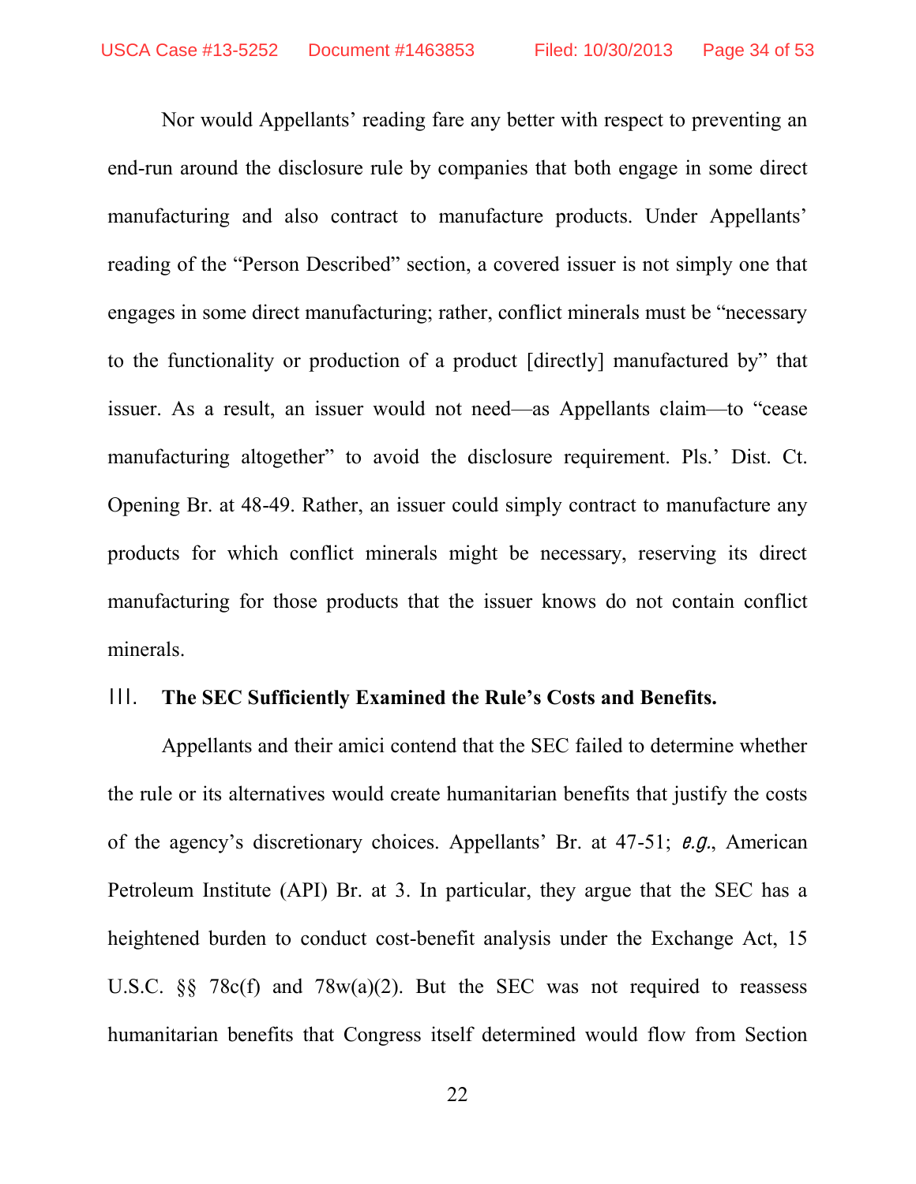Nor would Appellants' reading fare any better with respect to preventing an end-run around the disclosure rule by companies that both engage in some direct manufacturing and also contract to manufacture products. Under Appellants' reading of the "Person Described" section, a covered issuer is not simply one that engages in some direct manufacturing; rather, conflict minerals must be "necessary to the functionality or production of a product [directly] manufactured by" that issuer. As a result, an issuer would not need—as Appellants claim—to "cease manufacturing altogether" to avoid the disclosure requirement. Pls.' Dist. Ct. Opening Br. at 48-49. Rather, an issuer could simply contract to manufacture any products for which conflict minerals might be necessary, reserving its direct manufacturing for those products that the issuer knows do not contain conflict minerals.

## III. The SEC Sufficiently Examined the Rule's Costs and Benefits.

Appellants and their amici contend that the SEC failed to determine whether the rule or its alternatives would create humanitarian benefits that justify the costs of the agency's discretionary choices. Appellants' Br. at 47-51; *e.g.*, American Petroleum Institute (API) Br. at 3. In particular, they argue that the SEC has a heightened burden to conduct cost-benefit analysis under the Exchange Act, 15 U.S.C. §§ 78c(f) and 78w(a)(2). But the SEC was not required to reassess humanitarian benefits that Congress itself determined would flow from Section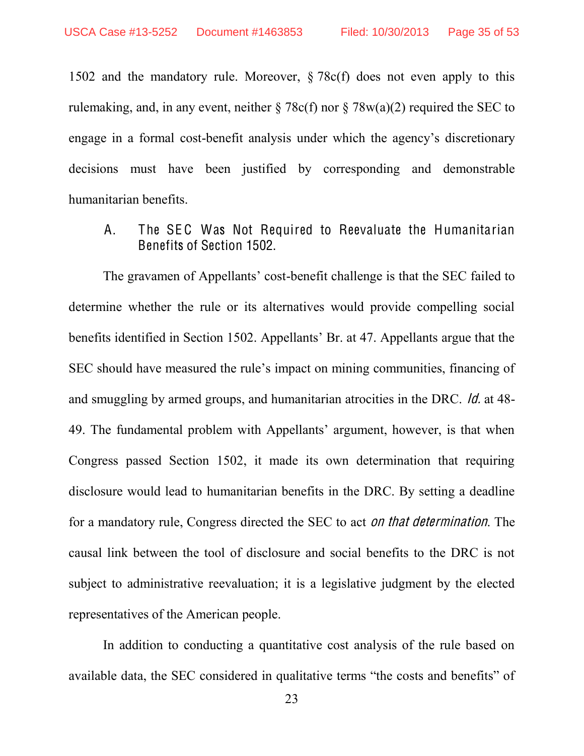1502 and the mandatory rule. Moreover, § 78c(f) does not even apply to this rulemaking, and, in any event, neither § 78c(f) nor § 78w(a)(2) required the SEC to engage in a formal cost-benefit analysis under which the agency's discretionary decisions must have been justified by corresponding and demonstrable humanitarian benefits.

### A. The SEC Was Not Required to Reevaluate the Humanitarian Benefits of Section 1502.

The gravamen of Appellants' cost-benefit challenge is that the SEC failed to determine whether the rule or its alternatives would provide compelling social benefits identified in Section 1502. Appellants' Br. at 47. Appellants argue that the SEC should have measured the rule's impact on mining communities, financing of and smuggling by armed groups, and humanitarian atrocities in the DRC. *Id.* at 48-49. The fundamental problem with Appellants' argument, however, is that when Congress passed Section 1502, it made its own determination that requiring disclosure would lead to humanitarian benefits in the DRC. By setting a deadline for a mandatory rule, Congress directed the SEC to act *on that determination*. The causal link between the tool of disclosure and social benefits to the DRC is not subject to administrative reevaluation; it is a legislative judgment by the elected representatives of the American people.

In addition to conducting a quantitative cost analysis of the rule based on available data, the SEC considered in qualitative terms "the costs and benefits" of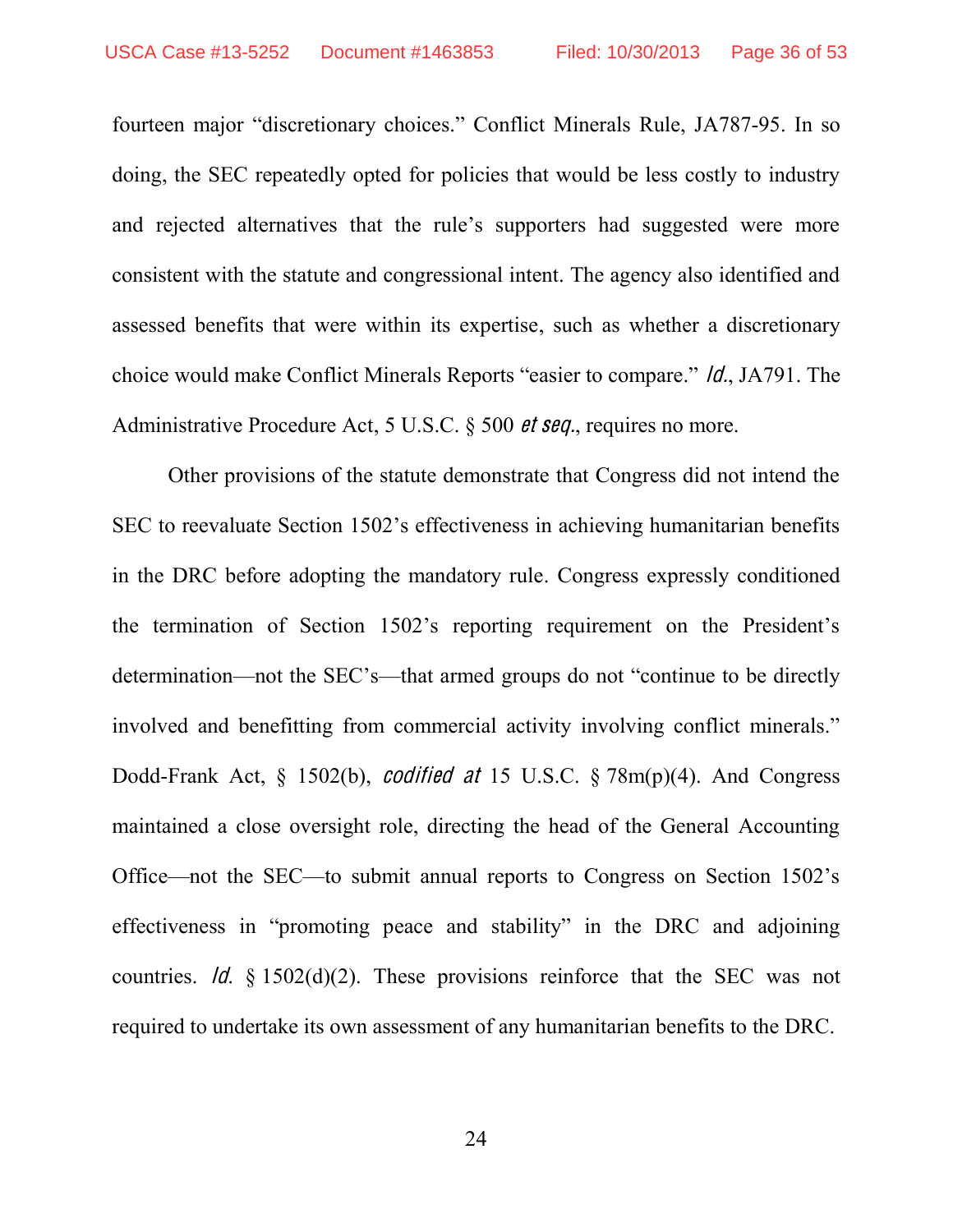fourteen major "discretionary choices." Conflict Minerals Rule, JA787-95. In so doing, the SEC repeatedly opted for policies that would be less costly to industry and rejected alternatives that the rule's supporters had suggested were more consistent with the statute and congressional intent. The agency also identified and assessed benefits that were within its expertise, such as whether a discretionary choice would make Conflict Minerals Reports "easier to compare." *Id.*, JA791. The Administrative Procedure Act, 5 U.S.C. § 500 *et seq.*, requires no more.

Other provisions of the statute demonstrate that Congress did not intend the SEC to reevaluate Section 1502's effectiveness in achieving humanitarian benefits in the DRC before adopting the mandatory rule. Congress expressly conditioned the termination of Section 1502's reporting requirement on the President's determination—not the SEC's—that armed groups do not "continue to be directly involved and benefitting from commercial activity involving conflict minerals." Dodd-Frank Act, § 1502(b), *codified at* 15 U.S.C. § 78m(p)(4). And Congress maintained a close oversight role, directing the head of the General Accounting Office—not the SEC—to submit annual reports to Congress on Section 1502's effectiveness in "promoting peace and stability" in the DRC and adjoining countries. *Id.* § 1502(d)(2). These provisions reinforce that the SEC was not required to undertake its own assessment of any humanitarian benefits to the DRC.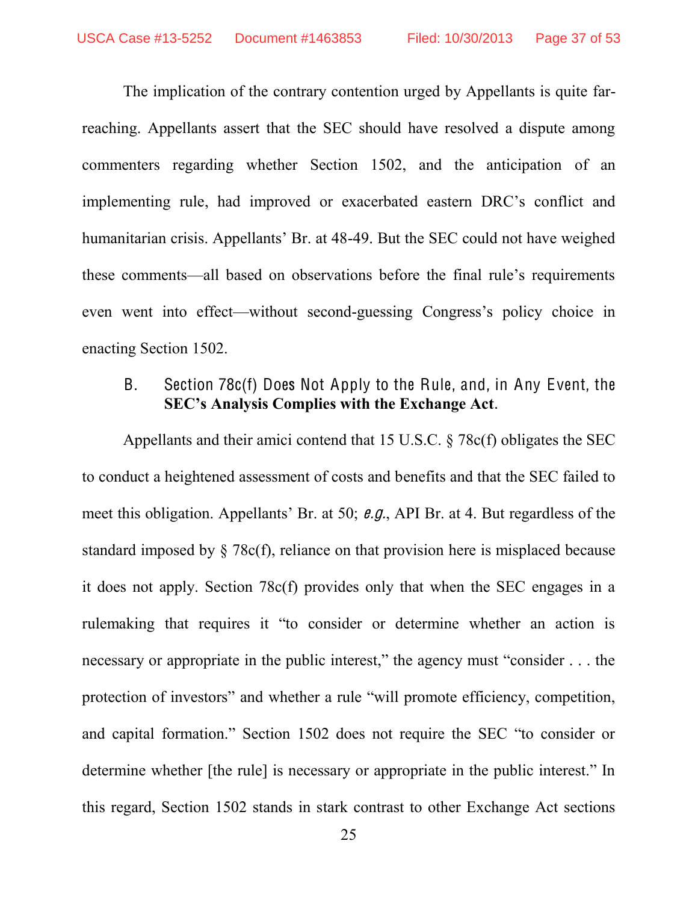The implication of the contrary contention urged by Appellants is quite far-reaching. Appellants assert that the SEC should have resolved a dispute among commenters regarding whether Section 1502, and the anticipation of an implementing rule, had improved or exacerbated eastern DRC's conflict and humanitarian crisis. Appellants' Br. at 48-49. But the SEC could not have weighed these comments—all based on observations before the final rule's requirements even went into effect—without second-guessing Congress's policy choice in enacting Section 1502.

### B. Section 78c(f) Does Not Apply to the Rule, and, in Any Event, the SEC's Analysis Complies with the Exchange Act.

Appellants and their amici contend that 15 U.S.C. § 78c(f) obligates the SEC to conduct a heightened assessment of costs and benefits and that the SEC failed to meet this obligation. Appellants' Br. at 50; *e.g.*, API Br. at 4. But regardless of the standard imposed by § 78c(f), reliance on that provision here is misplaced because it does not apply. Section 78c(f) provides only that when the SEC engages in a rulemaking that requires it "to consider or determine whether an action is necessary or appropriate in the public interest," the agency must "consider . . . the protection of investors" and whether a rule "will promote efficiency, competition, and capital formation." Section 1502 does not require the SEC "to consider or determine whether [the rule] is necessary or appropriate in the public interest." In this regard, Section 1502 stands in stark contrast to other Exchange Act sections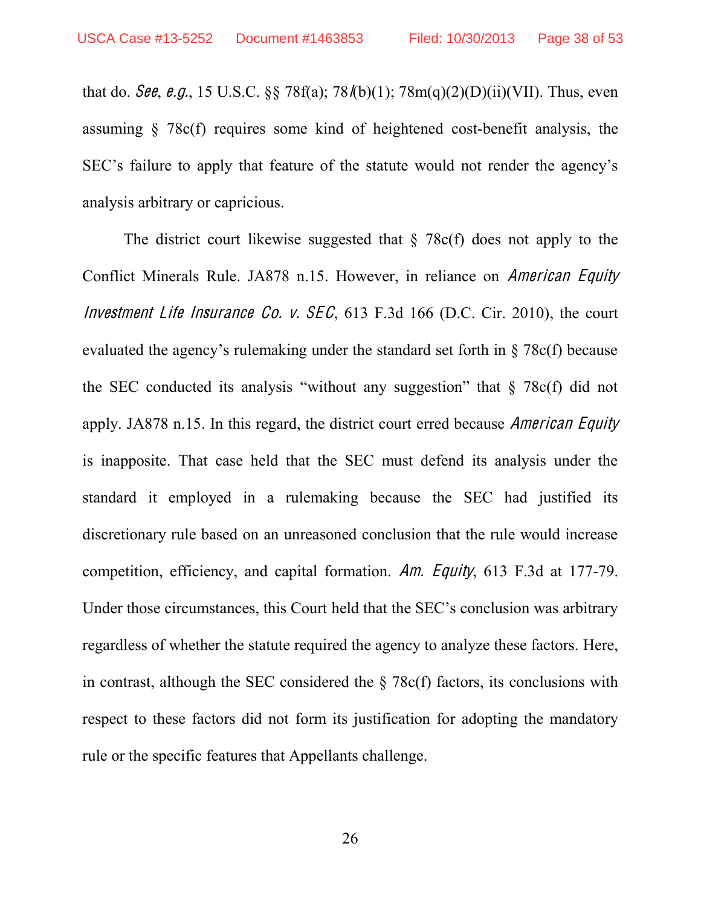that do. *See*, *e.g.*, 15 U.S.C. §§ 78f(a); 78*l*(b)(1); 78m(q)(2)(D)(ii)(VII). Thus, even assuming § 78c(f) requires some kind of heightened cost-benefit analysis, the SEC's failure to apply that feature of the statute would not render the agency's analysis arbitrary or capricious.

The district court likewise suggested that § 78c(f) does not apply to the Conflict Minerals Rule. JA878 n.15. However, in reliance on *American Equity Investment Life Insurance Co. v. SEC*, 613 F.3d 166 (D.C. Cir. 2010), the court evaluated the agency's rulemaking under the standard set forth in § 78c(f) because the SEC conducted its analysis "without any suggestion" that § 78c(f) did not apply. JA878 n.15. In this regard, the district court erred because *American Equity* is inapposite. That case held that the SEC must defend its analysis under the standard it employed in a rulemaking because the SEC had justified its discretionary rule based on an unreasoned conclusion that the rule would increase competition, efficiency, and capital formation. *Am. Equity*, 613 F.3d at 177-79. Under those circumstances, this Court held that the SEC's conclusion was arbitrary regardless of whether the statute required the agency to analyze these factors. Here, in contrast, although the SEC considered the § 78c(f) factors, its conclusions with respect to these factors did not form its justification for adopting the mandatory rule or the specific features that Appellants challenge.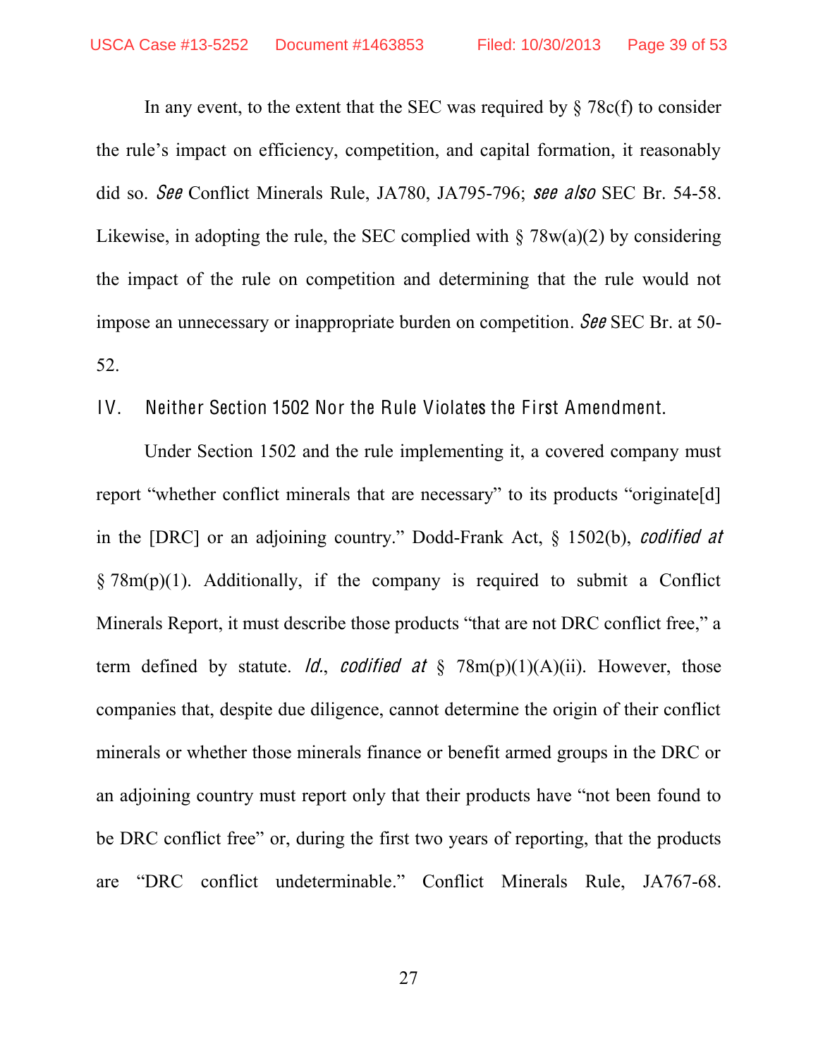In any event, to the extent that the SEC was required by § 78c(f) to consider the rule's impact on efficiency, competition, and capital formation, it reasonably did so. *See* Conflict Minerals Rule, JA780, JA795-796; *see also* SEC Br. 54-58. Likewise, in adopting the rule, the SEC complied with § 78w(a)(2) by considering the impact of the rule on competition and determining that the rule would not impose an unnecessary or inappropriate burden on competition. *See* SEC Br. at 50-52.

## IV. Neither Section 1502 Nor the Rule Violates the First Amendment.

Under Section 1502 and the rule implementing it, a covered company must report "whether conflict minerals that are necessary" to its products "originate[d] in the [DRC] or an adjoining country." Dodd-Frank Act, § 1502(b), *codified at* § 78m(p)(1). Additionally, if the company is required to submit a Conflict Minerals Report, it must describe those products "that are not DRC conflict free," a term defined by statute. *Id.*, *codified at* § 78m(p)(1)(A)(ii). However, those companies that, despite due diligence, cannot determine the origin of their conflict minerals or whether those minerals finance or benefit armed groups in the DRC or an adjoining country must report only that their products have "not been found to be DRC conflict free" or, during the first two years of reporting, that the products are "DRC conflict undeterminable." Conflict Minerals Rule, JA767-68.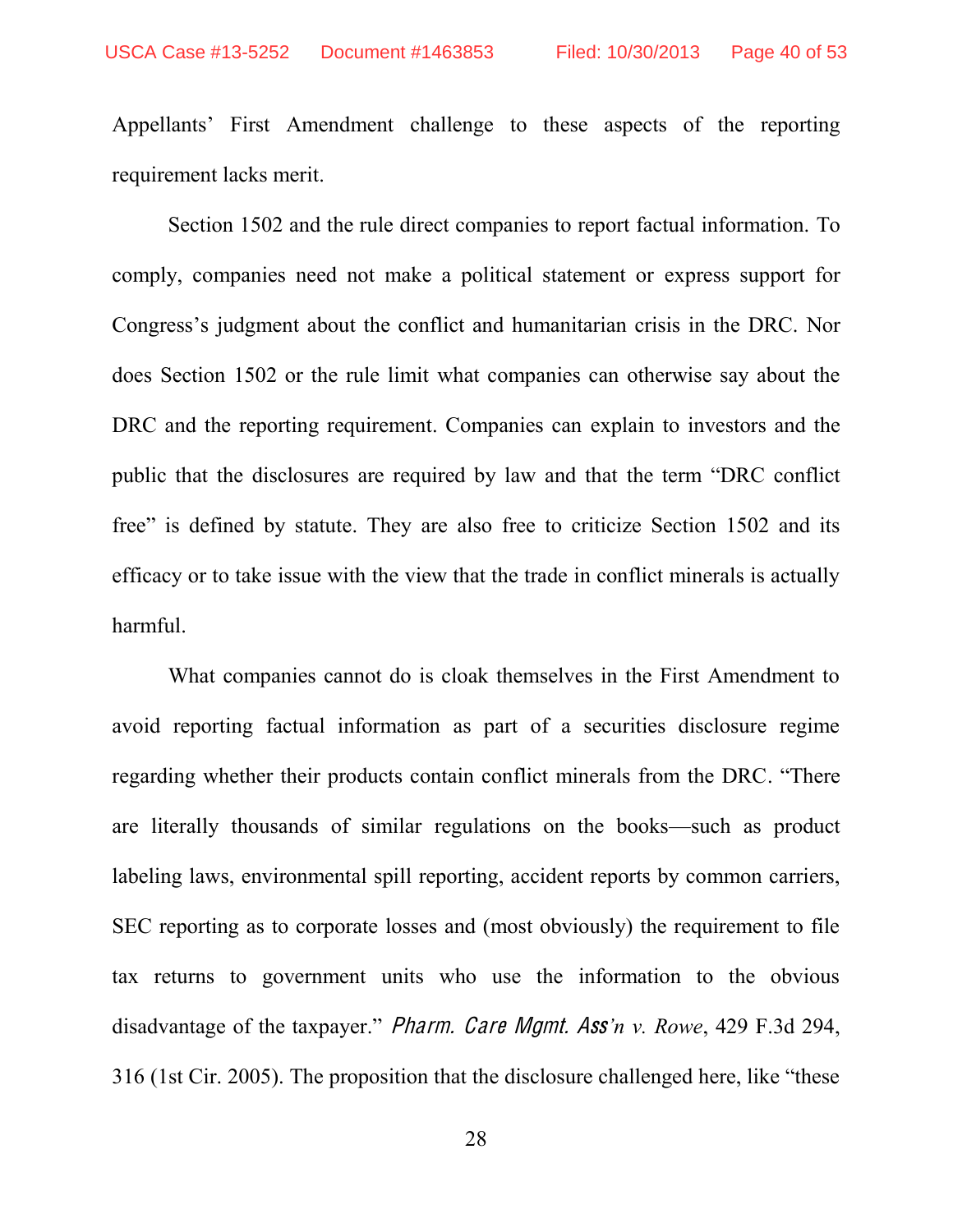Appellants' First Amendment challenge to these aspects of the reporting requirement lacks merit.

Section 1502 and the rule direct companies to report factual information. To comply, companies need not make a political statement or express support for Congress's judgment about the conflict and humanitarian crisis in the DRC. Nor does Section 1502 or the rule limit what companies can otherwise say about the DRC and the reporting requirement. Companies can explain to investors and the public that the disclosures are required by law and that the term "DRC conflict free" is defined by statute. They are also free to criticize Section 1502 and its efficacy or to take issue with the view that the trade in conflict minerals is actually harmful.

What companies cannot do is cloak themselves in the First Amendment to avoid reporting factual information as part of a securities disclosure regime regarding whether their products contain conflict minerals from the DRC. "There are literally thousands of similar regulations on the books—such as product labeling laws, environmental spill reporting, accident reports by common carriers, SEC reporting as to corporate losses and (most obviously) the requirement to file tax returns to government units who use the information to the obvious disadvantage of the taxpayer." *Pharm. Care Mgmt. Ass'n v. Rowe*, 429 F.3d 294, 316 (1st Cir. 2005). The proposition that the disclosure challenged here, like "these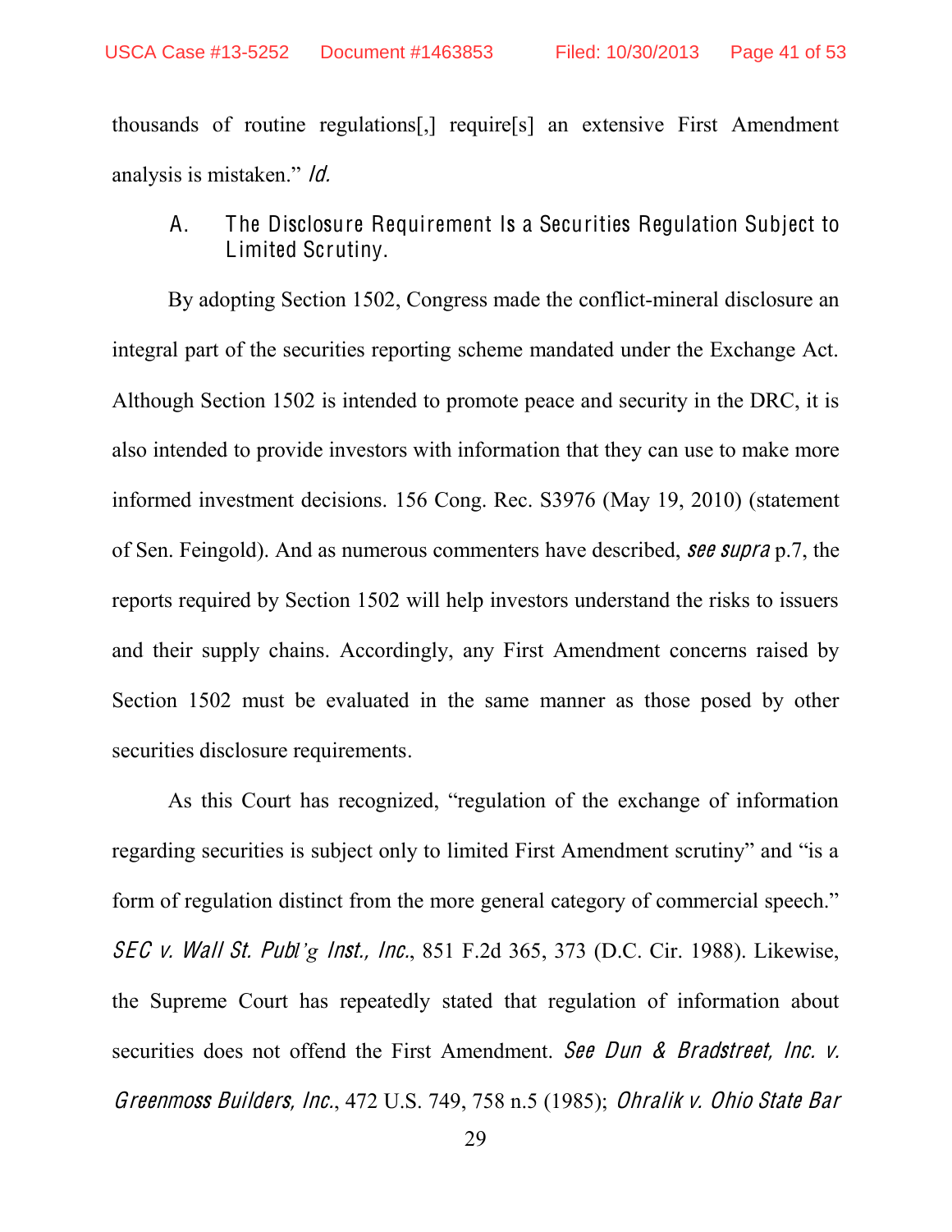thousands of routine regulations[,] require[s] an extensive First Amendment analysis is mistaken." *Id.*

### A. The Disclosure Requirement Is a Securities Regulation Subject to Limited Scrutiny.

By adopting Section 1502, Congress made the conflict-mineral disclosure an integral part of the securities reporting scheme mandated under the Exchange Act. Although Section 1502 is intended to promote peace and security in the DRC, it is also intended to provide investors with information that they can use to make more informed investment decisions. 156 Cong. Rec. S3976 (May 19, 2010) (statement of Sen. Feingold). And as numerous commenters have described, *see supra* p.7, the reports required by Section 1502 will help investors understand the risks to issuers and their supply chains. Accordingly, any First Amendment concerns raised by Section 1502 must be evaluated in the same manner as those posed by other securities disclosure requirements.

As this Court has recognized, "regulation of the exchange of information regarding securities is subject only to limited First Amendment scrutiny" and "is a form of regulation distinct from the more general category of commercial speech." *SEC v. Wall St. Publ'g Inst., Inc.*, 851 F.2d 365, 373 (D.C. Cir. 1988). Likewise, the Supreme Court has repeatedly stated that regulation of information about securities does not offend the First Amendment. *See Dun & Bradstreet, Inc. v. Greenmoss Builders, Inc.*, 472 U.S. 749, 758 n.5 (1985); *Ohralik v. Ohio State Bar*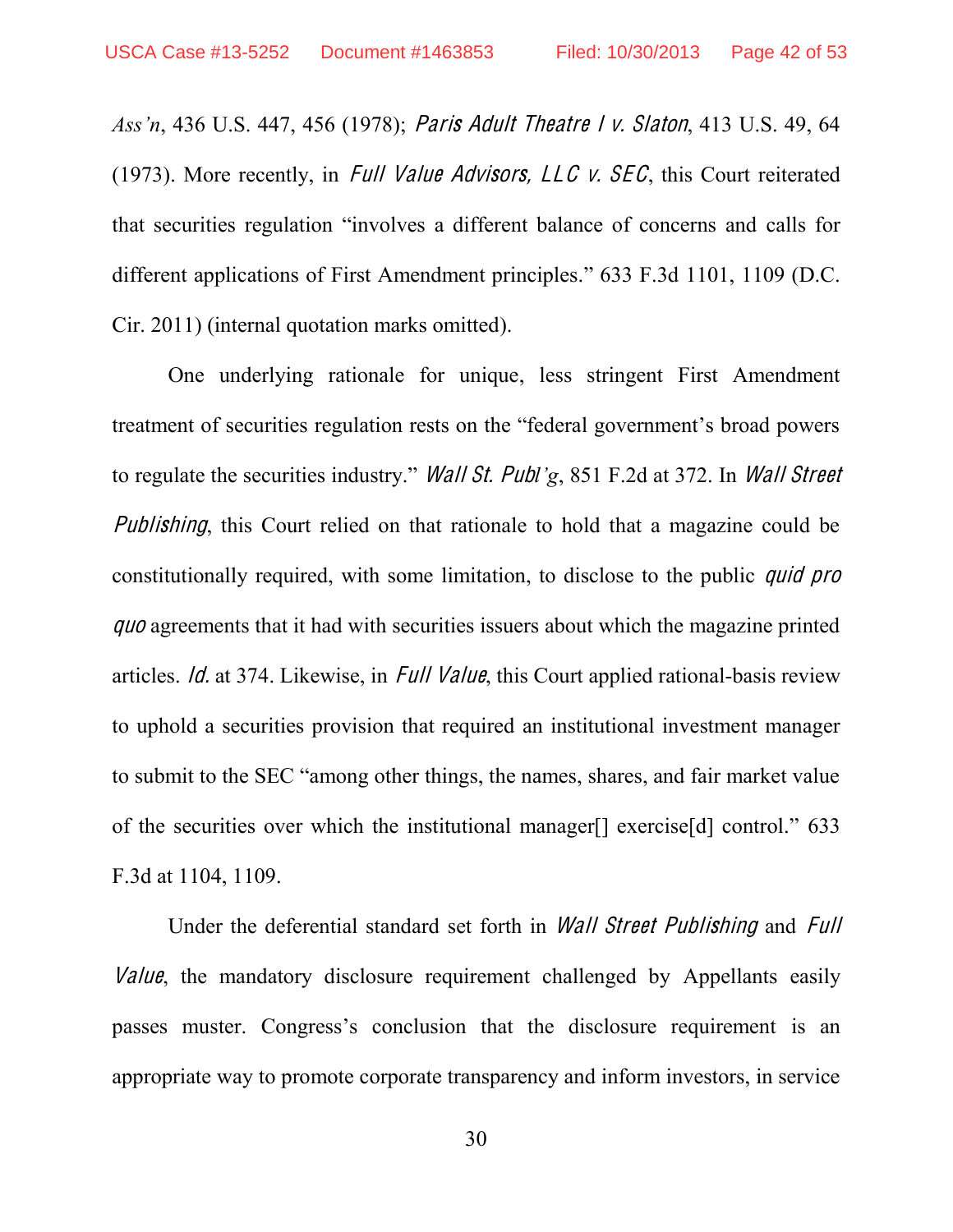*Ass'n*, 436 U.S. 447, 456 (1978); *Paris Adult Theatre I v. Slaton*, 413 U.S. 49, 64 (1973). More recently, in *Full Value Advisors, LLC v. SEC*, this Court reiterated that securities regulation "involves a different balance of concerns and calls for different applications of First Amendment principles." 633 F.3d 1101, 1109 (D.C. Cir. 2011) (internal quotation marks omitted).

One underlying rationale for unique, less stringent First Amendment treatment of securities regulation rests on the "federal government's broad powers to regulate the securities industry." *Wall St. Publ'g*, 851 F.2d at 372. In *Wall Street Publishing*, this Court relied on that rationale to hold that a magazine could be constitutionally required, with some limitation, to disclose to the public *quid pro quo* agreements that it had with securities issuers about which the magazine printed articles. *Id.* at 374. Likewise, in *Full Value*, this Court applied rational-basis review to uphold a securities provision that required an institutional investment manager to submit to the SEC "among other things, the names, shares, and fair market value of the securities over which the institutional manager[] exercise[d] control." 633 F.3d at 1104, 1109.

Under the deferential standard set forth in *Wall Street Publishing* and *Full Value*, the mandatory disclosure requirement challenged by Appellants easily passes muster. Congress's conclusion that the disclosure requirement is an appropriate way to promote corporate transparency and inform investors, in service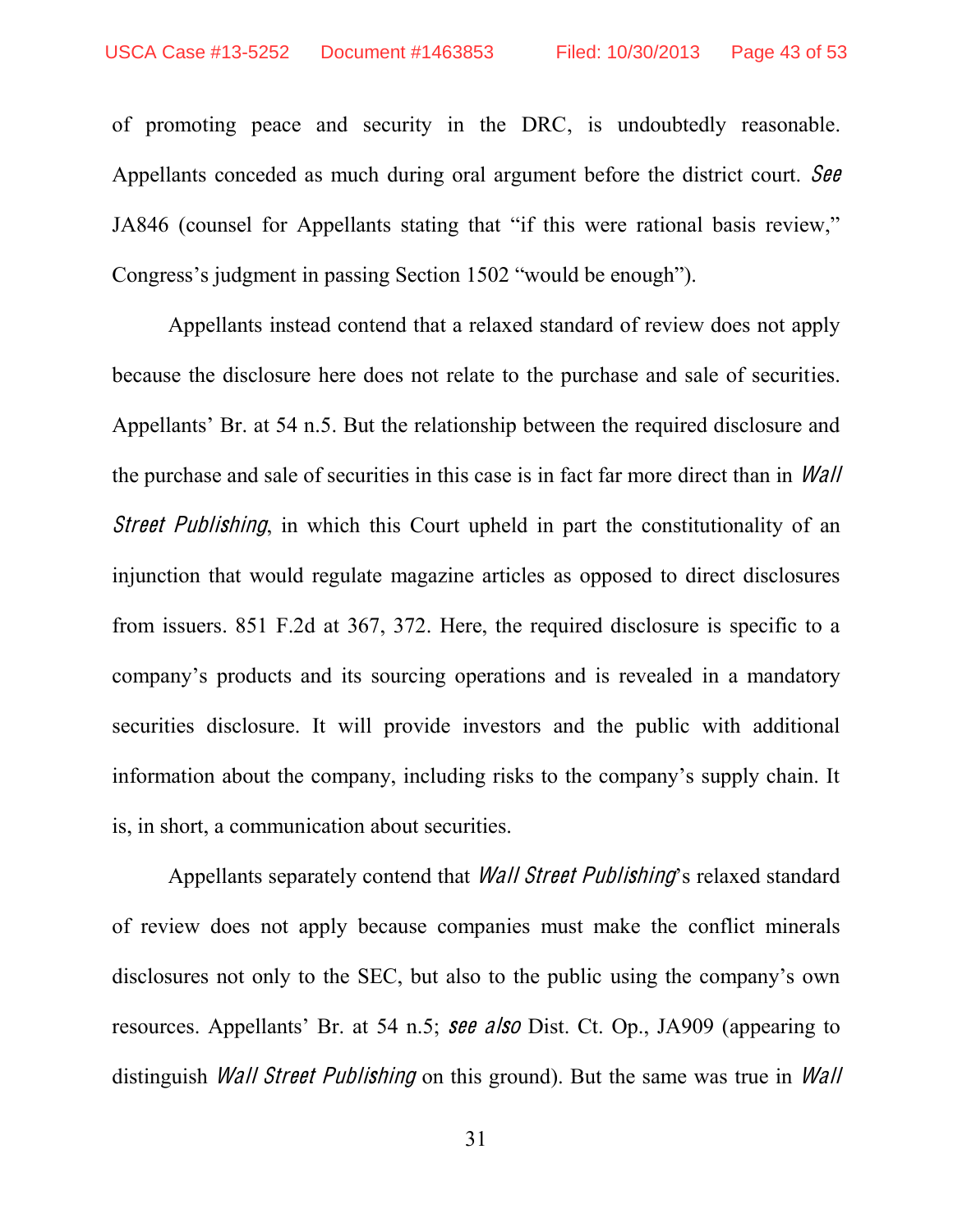of promoting peace and security in the DRC, is undoubtedly reasonable. Appellants conceded as much during oral argument before the district court. *See* JA846 (counsel for Appellants stating that "if this were rational basis review," Congress's judgment in passing Section 1502 "would be enough").

Appellants instead contend that a relaxed standard of review does not apply because the disclosure here does not relate to the purchase and sale of securities. Appellants' Br. at 54 n.5. But the relationship between the required disclosure and the purchase and sale of securities in this case is in fact far more direct than in *Wall Street Publishing*, in which this Court upheld in part the constitutionality of an injunction that would regulate magazine articles as opposed to direct disclosures from issuers. 851 F.2d at 367, 372. Here, the required disclosure is specific to a company's products and its sourcing operations and is revealed in a mandatory securities disclosure. It will provide investors and the public with additional information about the company, including risks to the company's supply chain. It is, in short, a communication about securities.

Appellants separately contend that *Wall Street Publishing*'s relaxed standard of review does not apply because companies must make the conflict minerals disclosures not only to the SEC, but also to the public using the company's own resources. Appellants' Br. at 54 n.5; *see also* Dist. Ct. Op., JA909 (appearing to distinguish *Wall Street Publishing* on this ground). But the same was true in *Wall*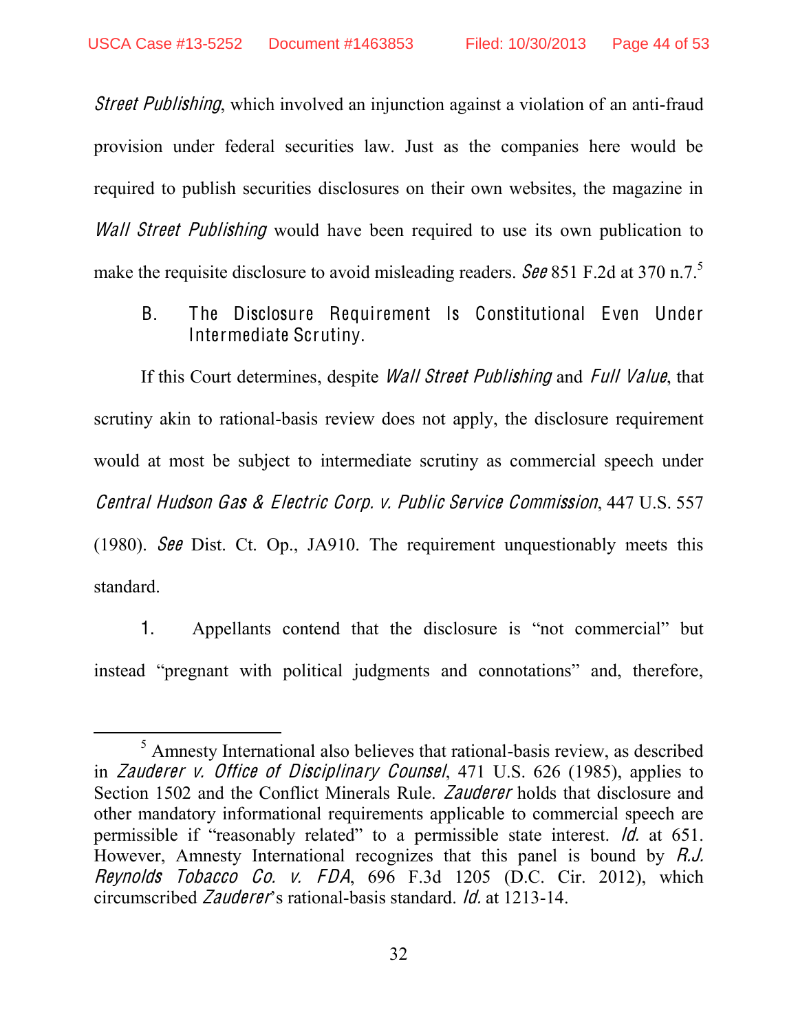*Street Publishing*, which involved an injunction against a violation of an anti-fraud provision under federal securities law. Just as the companies here would be required to publish securities disclosures on their own websites, the magazine in *Wall Street Publishing* would have been required to use its own publication to make the requisite disclosure to avoid misleading readers. *See* 851 F.2d at 370 n.7.[5]

### B. The Disclosure Requirement Is Constitutional Even Under Intermediate Scrutiny.

If this Court determines, despite *Wall Street Publishing* and *Full Value*, that scrutiny akin to rational-basis review does not apply, the disclosure requirement would at most be subject to intermediate scrutiny as commercial speech under *Central Hudson Gas & Electric Corp. v. Public Service Commission*, 447 U.S. 557 (1980). *See* Dist. Ct. Op., JA910. The requirement unquestionably meets this standard.

1. Appellants contend that the disclosure is "not commercial" but instead "pregnant with political judgments and connotations" and, therefore,

---

[5] Amnesty International also believes that rational-basis review, as described in *Zauderer v. Office of Disciplinary Counsel*, 471 U.S. 626 (1985), applies to Section 1502 and the Conflict Minerals Rule. *Zauderer* holds that disclosure and other mandatory informational requirements applicable to commercial speech are permissible if "reasonably related" to a permissible state interest. *Id.* at 651. However, Amnesty International recognizes that this panel is bound by *R.J. Reynolds Tobacco Co. v. FDA*, 696 F.3d 1205 (D.C. Cir. 2012), which circumscribed *Zauderer*'s rational-basis standard. *Id.* at 1213-14.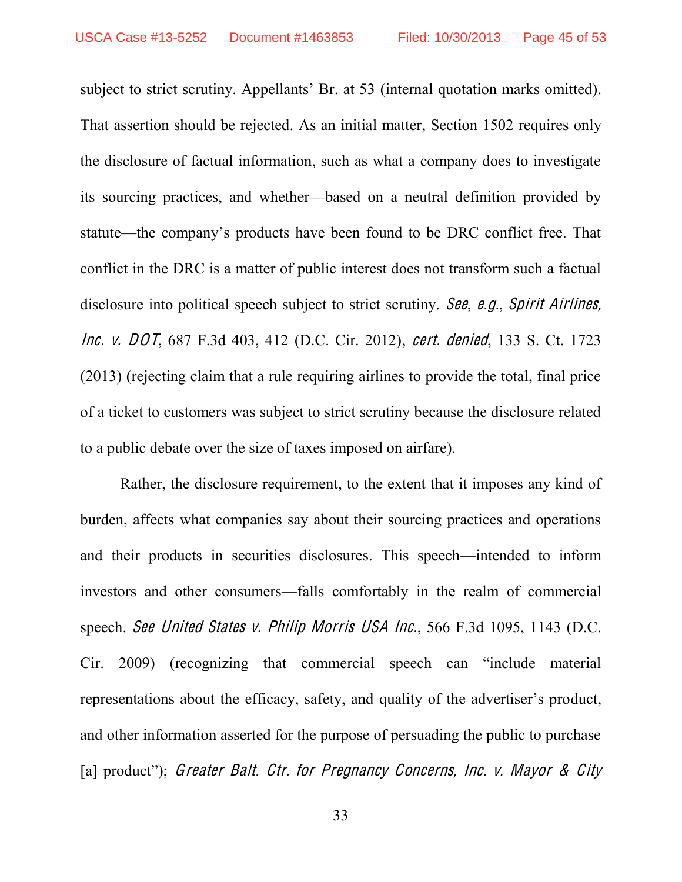subject to strict scrutiny. Appellants' Br. at 53 (internal quotation marks omitted). That assertion should be rejected. As an initial matter, Section 1502 requires only the disclosure of factual information, such as what a company does to investigate its sourcing practices, and whether—based on a neutral definition provided by statute—the company's products have been found to be DRC conflict free. That conflict in the DRC is a matter of public interest does not transform such a factual disclosure into political speech subject to strict scrutiny. *See, e.g.*, *Spirit Airlines, Inc. v. DOT*, 687 F.3d 403, 412 (D.C. Cir. 2012), *cert. denied*, 133 S. Ct. 1723 (2013) (rejecting claim that a rule requiring airlines to provide the total, final price of a ticket to customers was subject to strict scrutiny because the disclosure related to a public debate over the size of taxes imposed on airfare).

Rather, the disclosure requirement, to the extent that it imposes any kind of burden, affects what companies say about their sourcing practices and operations and their products in securities disclosures. This speech—intended to inform investors and other consumers—falls comfortably in the realm of commercial speech. *See United States v. Philip Morris USA Inc.*, 566 F.3d 1095, 1143 (D.C. Cir. 2009) (recognizing that commercial speech can "include material representations about the efficacy, safety, and quality of the advertiser's product, and other information asserted for the purpose of persuading the public to purchase [a] product"); *Greater Balt. Ctr. for Pregnancy Concerns, Inc. v. Mayor & City*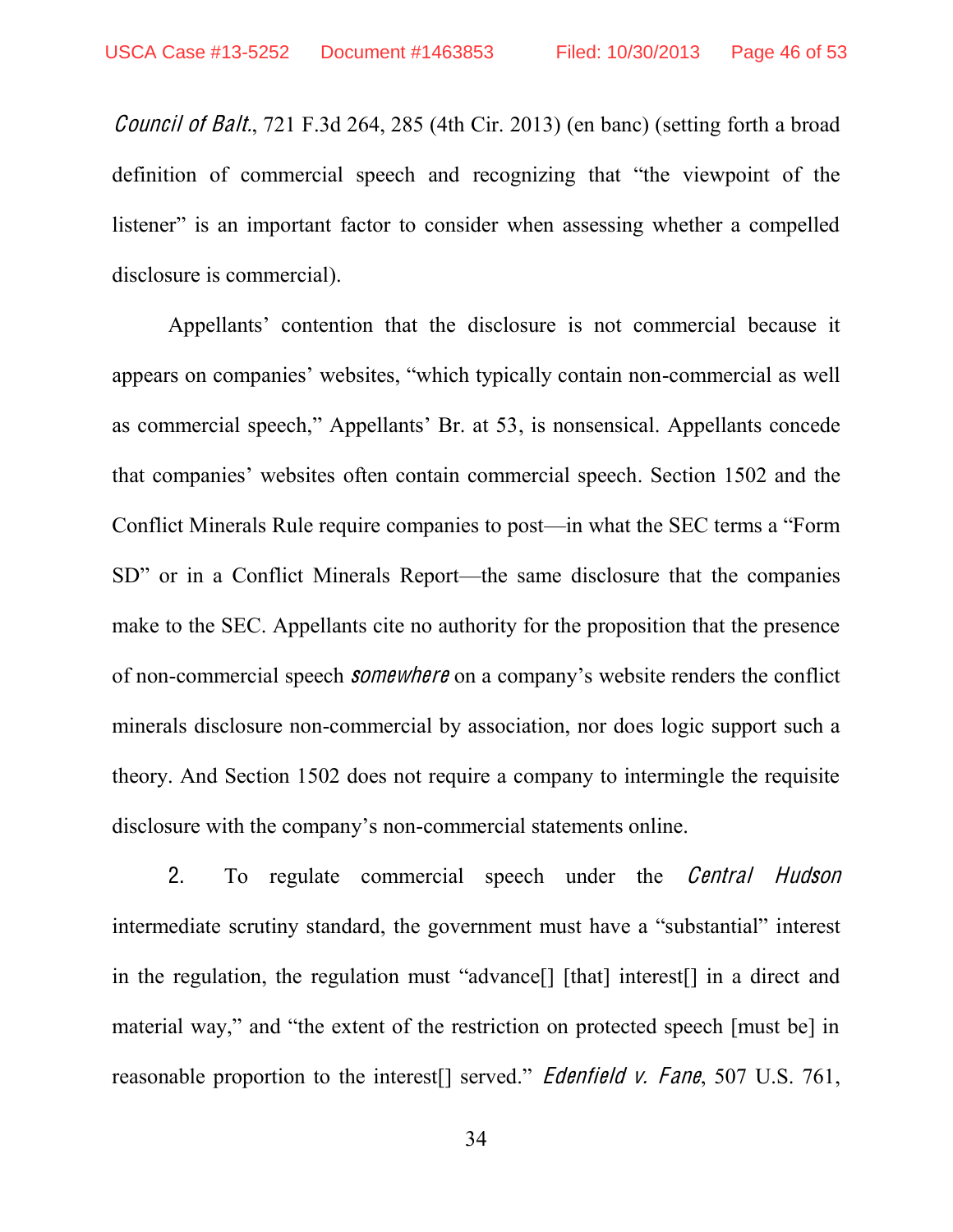*Council of Balt.*, 721 F.3d 264, 285 (4th Cir. 2013) (en banc) (setting forth a broad definition of commercial speech and recognizing that "the viewpoint of the listener" is an important factor to consider when assessing whether a compelled disclosure is commercial).

Appellants' contention that the disclosure is not commercial because it appears on companies' websites, "which typically contain non-commercial as well as commercial speech," Appellants' Br. at 53, is nonsensical. Appellants concede that companies' websites often contain commercial speech. Section 1502 and the Conflict Minerals Rule require companies to post—in what the SEC terms a "Form SD" or in a Conflict Minerals Report—the same disclosure that the companies make to the SEC. Appellants cite no authority for the proposition that the presence of non-commercial speech *somewhere* on a company's website renders the conflict minerals disclosure non-commercial by association, nor does logic support such a theory. And Section 1502 does not require a company to intermingle the requisite disclosure with the company's non-commercial statements online.

2. To regulate commercial speech under the *Central Hudson* intermediate scrutiny standard, the government must have a "substantial" interest in the regulation, the regulation must "advance[] [that] interest[] in a direct and material way," and "the extent of the restriction on protected speech [must be] in reasonable proportion to the interest[] served." *Edenfield v. Fane*, 507 U.S. 761,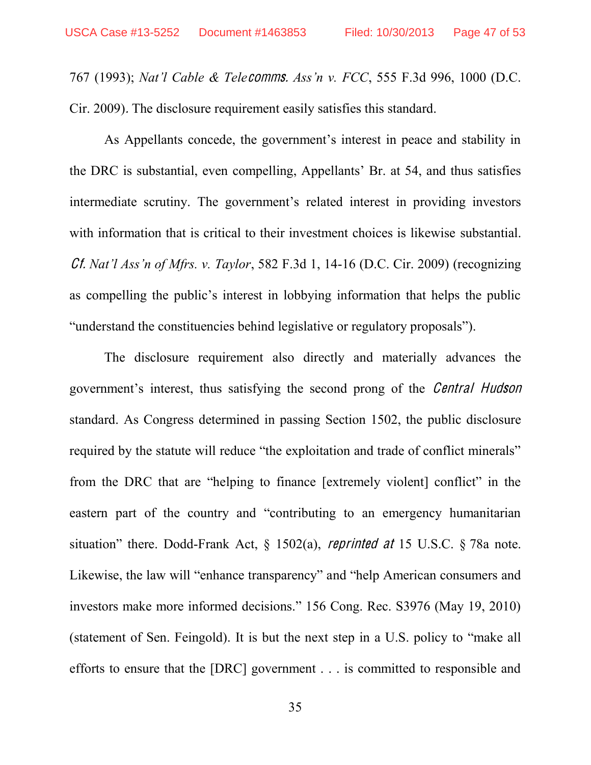767 (1993); *Nat'l Cable & Telecomms. Ass'n v. FCC*, 555 F.3d 996, 1000 (D.C. Cir. 2009). The disclosure requirement easily satisfies this standard.

As Appellants concede, the government's interest in peace and stability in the DRC is substantial, even compelling, Appellants' Br. at 54, and thus satisfies intermediate scrutiny. The government's related interest in providing investors with information that is critical to their investment choices is likewise substantial. *Cf. Nat'l Ass'n of Mfrs. v. Taylor*, 582 F.3d 1, 14-16 (D.C. Cir. 2009) (recognizing as compelling the public's interest in lobbying information that helps the public "understand the constituencies behind legislative or regulatory proposals").

The disclosure requirement also directly and materially advances the government's interest, thus satisfying the second prong of the *Central Hudson* standard. As Congress determined in passing Section 1502, the public disclosure required by the statute will reduce "the exploitation and trade of conflict minerals" from the DRC that are "helping to finance [extremely violent] conflict" in the eastern part of the country and "contributing to an emergency humanitarian situation" there. Dodd-Frank Act, § 1502(a), *reprinted at* 15 U.S.C. § 78a note. Likewise, the law will "enhance transparency" and "help American consumers and investors make more informed decisions." 156 Cong. Rec. S3976 (May 19, 2010) (statement of Sen. Feingold). It is but the next step in a U.S. policy to "make all efforts to ensure that the [DRC] government . . . is committed to responsible and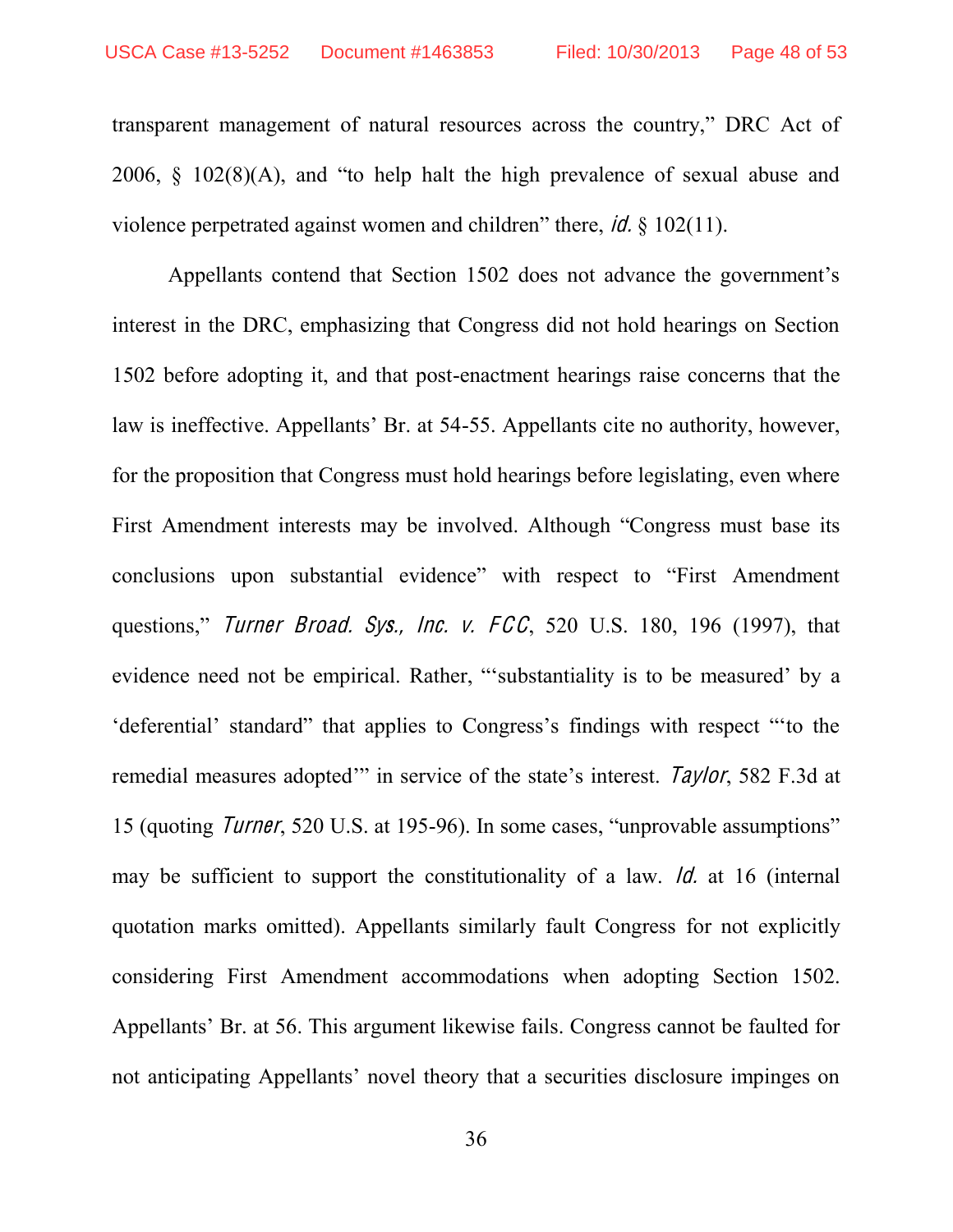transparent management of natural resources across the country," DRC Act of 2006, § 102(8)(A), and "to help halt the high prevalence of sexual abuse and violence perpetrated against women and children" there, *id.* § 102(11).

Appellants contend that Section 1502 does not advance the government's interest in the DRC, emphasizing that Congress did not hold hearings on Section 1502 before adopting it, and that post-enactment hearings raise concerns that the law is ineffective. Appellants' Br. at 54-55. Appellants cite no authority, however, for the proposition that Congress must hold hearings before legislating, even where First Amendment interests may be involved. Although "Congress must base its conclusions upon substantial evidence" with respect to "First Amendment questions," *Turner Broad. Sys., Inc. v. FCC*, 520 U.S. 180, 196 (1997), that evidence need not be empirical. Rather, "'substantiality is to be measured' by a 'deferential' standard" that applies to Congress's findings with respect "'to the remedial measures adopted'" in service of the state's interest. *Taylor*, 582 F.3d at 15 (quoting *Turner*, 520 U.S. at 195-96). In some cases, "unprovable assumptions" may be sufficient to support the constitutionality of a law. *Id.* at 16 (internal quotation marks omitted). Appellants similarly fault Congress for not explicitly considering First Amendment accommodations when adopting Section 1502. Appellants' Br. at 56. This argument likewise fails. Congress cannot be faulted for not anticipating Appellants' novel theory that a securities disclosure impinges on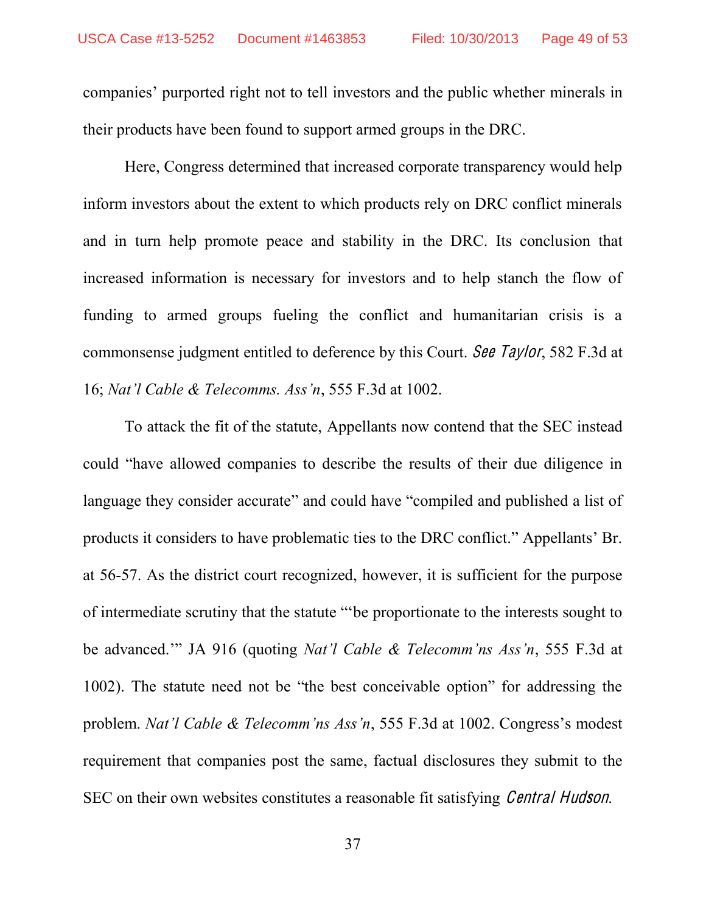companies' purported right not to tell investors and the public whether minerals in their products have been found to support armed groups in the DRC.

Here, Congress determined that increased corporate transparency would help inform investors about the extent to which products rely on DRC conflict minerals and in turn help promote peace and stability in the DRC. Its conclusion that increased information is necessary for investors and to help stanch the flow of funding to armed groups fueling the conflict and humanitarian crisis is a commonsense judgment entitled to deference by this Court. *See Taylor*, 582 F.3d at 16; *Nat'l Cable & Telecomms. Ass'n*, 555 F.3d at 1002.

To attack the fit of the statute, Appellants now contend that the SEC instead could "have allowed companies to describe the results of their due diligence in language they consider accurate" and could have "compiled and published a list of products it considers to have problematic ties to the DRC conflict." Appellants' Br. at 56-57. As the district court recognized, however, it is sufficient for the purpose of intermediate scrutiny that the statute "'be proportionate to the interests sought to be advanced.'" JA 916 (quoting *Nat'l Cable & Telecomm'ns Ass'n*, 555 F.3d at 1002). The statute need not be "the best conceivable option" for addressing the problem. *Nat'l Cable & Telecomm'ns Ass'n*, 555 F.3d at 1002. Congress's modest requirement that companies post the same, factual disclosures they submit to the SEC on their own websites constitutes a reasonable fit satisfying *Central Hudson*.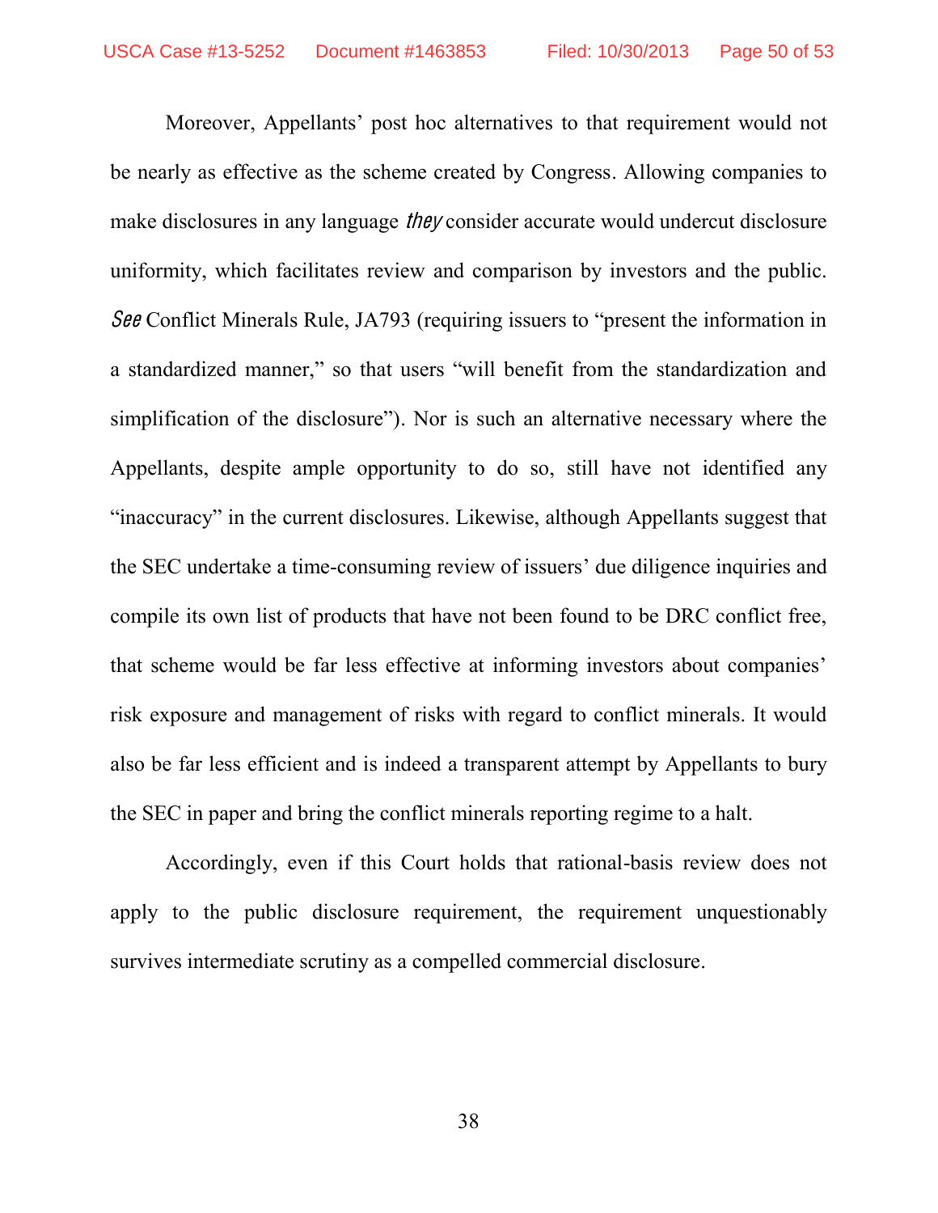Moreover, Appellants' post hoc alternatives to that requirement would not be nearly as effective as the scheme created by Congress. Allowing companies to make disclosures in any language *they* consider accurate would undercut disclosure uniformity, which facilitates review and comparison by investors and the public. *See* Conflict Minerals Rule, JA793 (requiring issuers to "present the information in a standardized manner," so that users "will benefit from the standardization and simplification of the disclosure"). Nor is such an alternative necessary where the Appellants, despite ample opportunity to do so, still have not identified any "inaccuracy" in the current disclosures. Likewise, although Appellants suggest that the SEC undertake a time-consuming review of issuers' due diligence inquiries and compile its own list of products that have not been found to be DRC conflict free, that scheme would be far less effective at informing investors about companies' risk exposure and management of risks with regard to conflict minerals. It would also be far less efficient and is indeed a transparent attempt by Appellants to bury the SEC in paper and bring the conflict minerals reporting regime to a halt.

Accordingly, even if this Court holds that rational-basis review does not apply to the public disclosure requirement, the requirement unquestionably survives intermediate scrutiny as a compelled commercial disclosure.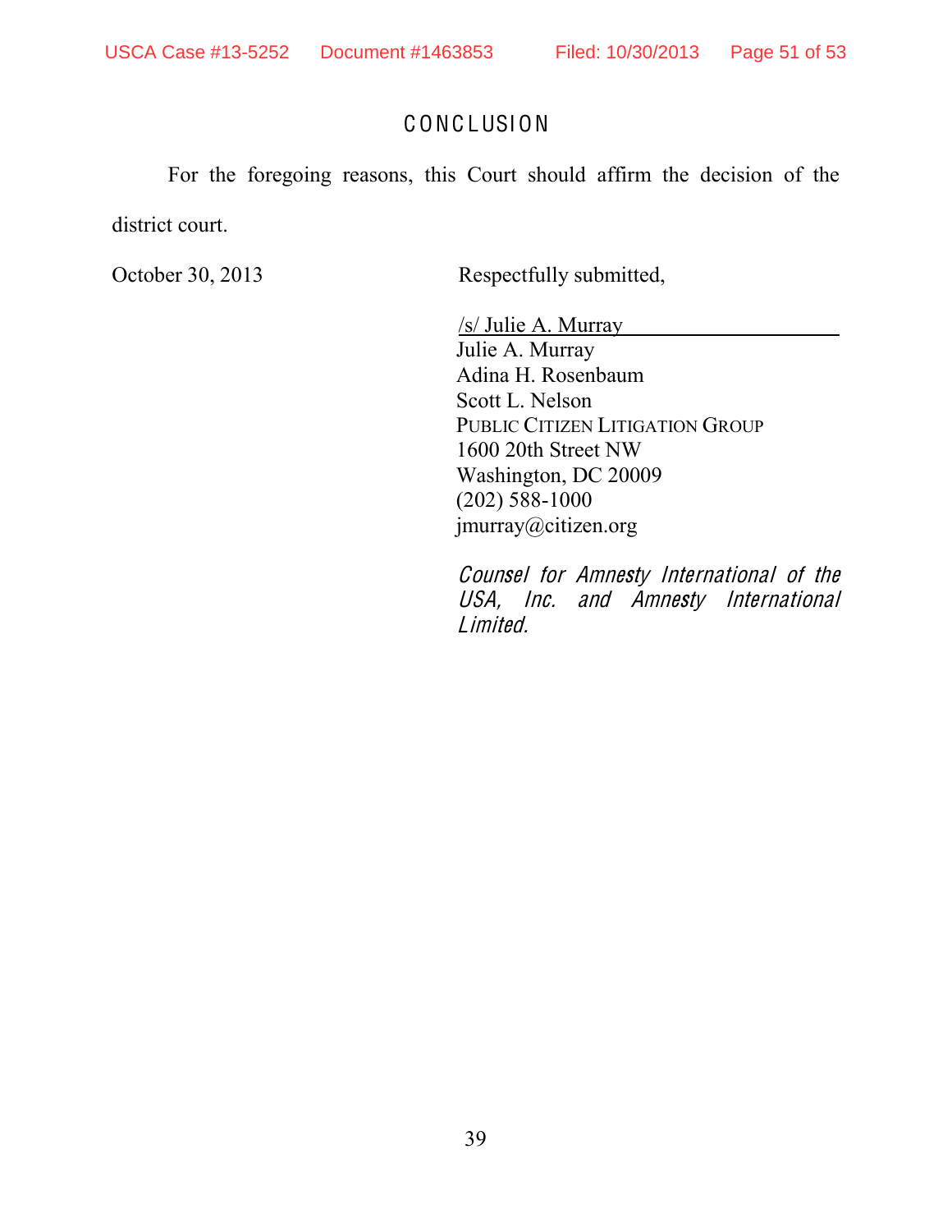# CONCLUSION

For the foregoing reasons, this Court should affirm the decision of the district court.

October 30, 2013

Respectfully submitted,

/s/ Julie A. Murray
Julie A. Murray
Adina H. Rosenbaum
Scott L. Nelson
PUBLIC CITIZEN LITIGATION GROUP
1600 20th Street NW
Washington, DC 20009
(202) 588-1000
jmurray@citizen.org

*Counsel for Amnesty International of the USA, Inc. and Amnesty International Limited.*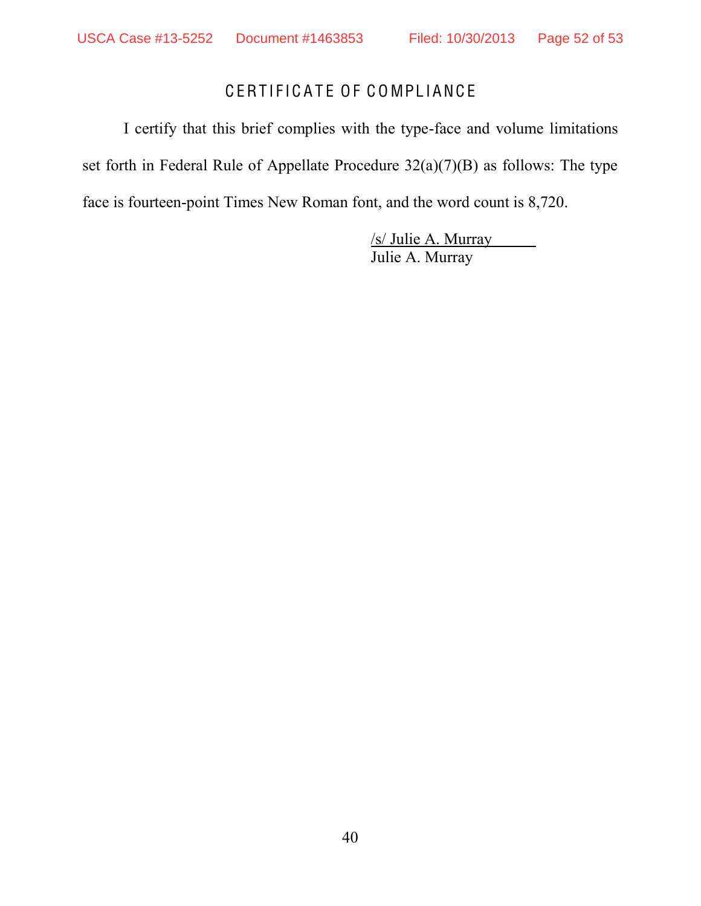# CERTIFICATE OF COMPLIANCE

I certify that this brief complies with the type-face and volume limitations set forth in Federal Rule of Appellate Procedure 32(a)(7)(B) as follows: The type face is fourteen-point Times New Roman font, and the word count is 8,720.

/s/ Julie A. Murray
Julie A. Murray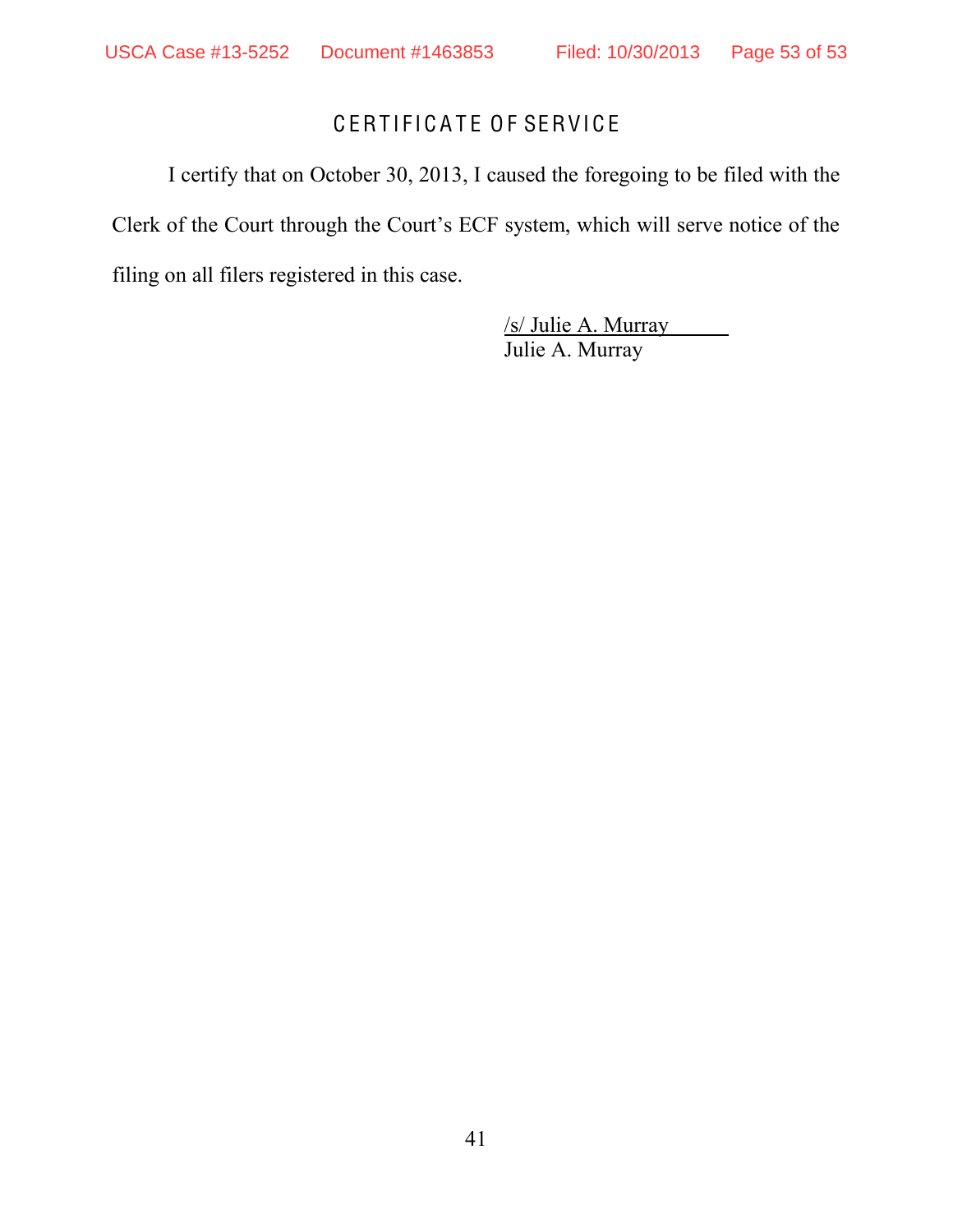## CERTIFICATE OF SERVICE

I certify that on October 30, 2013, I caused the foregoing to be filed with the Clerk of the Court through the Court's ECF system, which will serve notice of the filing on all filers registered in this case.

/s/ Julie A. Murray
Julie A. Murray